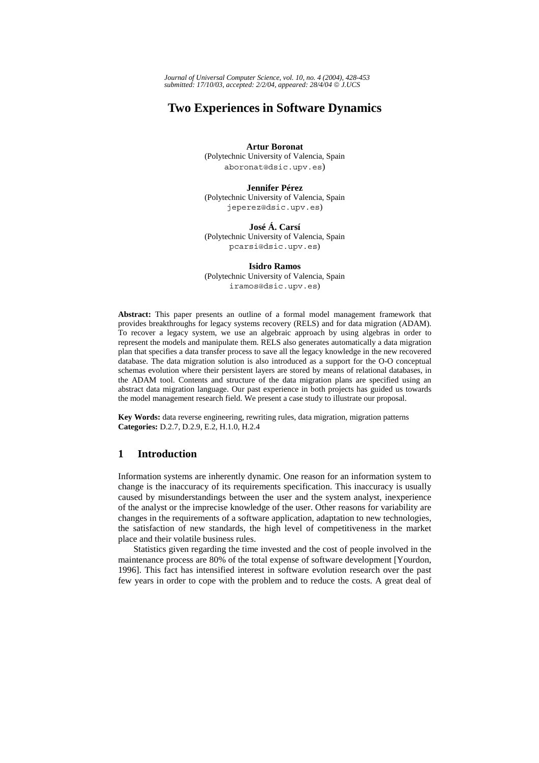# Two Experiences in Software Dynamics

**Artur Boronat**
(Polytechnic University of Valencia, Spain
aboronat@dsic.upv.es)

**Jennifer Pérez**
(Polytechnic University of Valencia, Spain
jeperez@dsic.upv.es)

**José Á. Carsí**
(Polytechnic University of Valencia, Spain
pcarsi@dsic.upv.es)

**Isidro Ramos**
(Polytechnic University of Valencia, Spain
iramos@dsic.upv.es)

**Abstract:** This paper presents an outline of a formal model management framework that provides breakthroughs for legacy systems recovery (RELS) and for data migration (ADAM). To recover a legacy system, we use an algebraic approach by using algebras in order to represent the models and manipulate them. RELS also generates automatically a data migration plan that specifies a data transfer process to save all the legacy knowledge in the new recovered database. The data migration solution is also introduced as a support for the O-O conceptual schemas evolution where their persistent layers are stored by means of relational databases, in the ADAM tool. Contents and structure of the data migration plans are specified using an abstract data migration language. Our past experience in both projects has guided us towards the model management research field. We present a case study to illustrate our proposal.

**Key Words:** data reverse engineering, rewriting rules, data migration, migration patterns
**Categories:** D.2.7, D.2.9, E.2, H.1.0, H.2.4

## 1 Introduction

Information systems are inherently dynamic. One reason for an information system to change is the inaccuracy of its requirements specification. This inaccuracy is usually caused by misunderstandings between the user and the system analyst, inexperience of the analyst or the imprecise knowledge of the user. Other reasons for variability are changes in the requirements of a software application, adaptation to new technologies, the satisfaction of new standards, the high level of competitiveness in the market place and their volatile business rules.

Statistics given regarding the time invested and the cost of people involved in the maintenance process are 80% of the total expense of software development [Yourdon, 1996]. This fact has intensified interest in software evolution research over the past few years in order to cope with the problem and to reduce the costs. A great deal of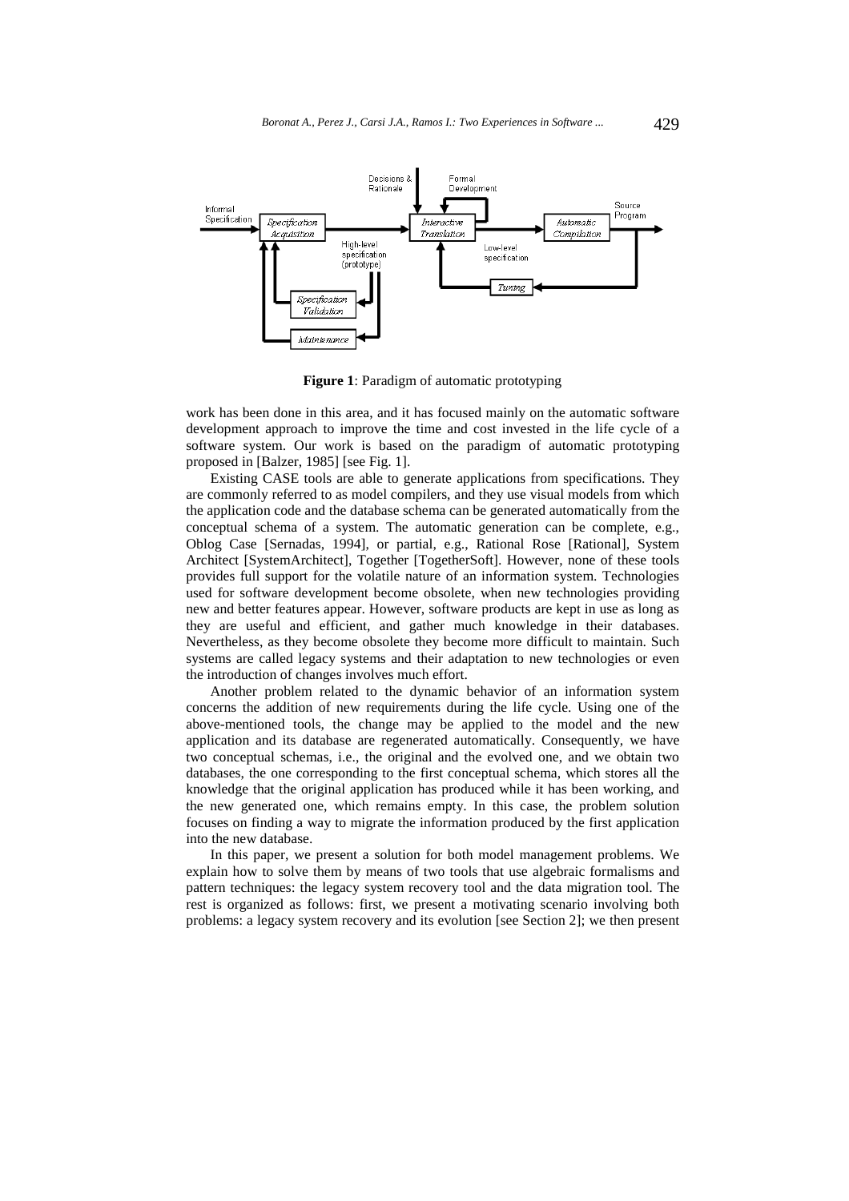**Figure 1**: Paradigm of automatic prototyping

work has been done in this area, and it has focused mainly on the automatic software development approach to improve the time and cost invested in the life cycle of a software system. Our work is based on the paradigm of automatic prototyping proposed in [Balzer, 1985] [see Fig. 1].

Existing CASE tools are able to generate applications from specifications. They are commonly referred to as model compilers, and they use visual models from which the application code and the database schema can be generated automatically from the conceptual schema of a system. The automatic generation can be complete, e.g., Oblog Case [Sernadas, 1994], or partial, e.g., Rational Rose [Rational], System Architect [SystemArchitect], Together [TogetherSoft]. However, none of these tools provides full support for the volatile nature of an information system. Technologies used for software development become obsolete, when new technologies providing new and better features appear. However, software products are kept in use as long as they are useful and efficient, and gather much knowledge in their databases. Nevertheless, as they become obsolete they become more difficult to maintain. Such systems are called legacy systems and their adaptation to new technologies or even the introduction of changes involves much effort.

Another problem related to the dynamic behavior of an information system concerns the addition of new requirements during the life cycle. Using one of the above-mentioned tools, the change may be applied to the model and the new application and its database are regenerated automatically. Consequently, we have two conceptual schemas, i.e., the original and the evolved one, and we obtain two databases, the one corresponding to the first conceptual schema, which stores all the knowledge that the original application has produced while it has been working, and the new generated one, which remains empty. In this case, the problem solution focuses on finding a way to migrate the information produced by the first application into the new database.

In this paper, we present a solution for both model management problems. We explain how to solve them by means of two tools that use algebraic formalisms and pattern techniques: the legacy system recovery tool and the data migration tool. The rest is organized as follows: first, we present a motivating scenario involving both problems: a legacy system recovery and its evolution [see Section 2]; we then present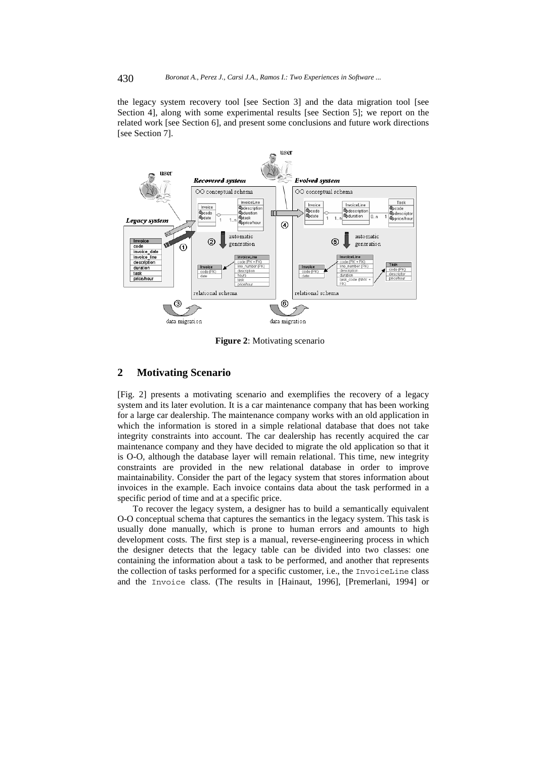the legacy system recovery tool [see Section 3] and the data migration tool [see Section 4], along with some experimental results [see Section 5]; we report on the related work [see Section 6], and present some conclusions and future work directions [see Section 7].

**Figure 2**: Motivating scenario

## 2 Motivating Scenario

[Fig. 2] presents a motivating scenario and exemplifies the recovery of a legacy system and its later evolution. It is a car maintenance company that has been working for a large car dealership. The maintenance company works with an old application in which the information is stored in a simple relational database that does not take integrity constraints into account. The car dealership has recently acquired the car maintenance company and they have decided to migrate the old application so that it is O-O, although the database layer will remain relational. This time, new integrity constraints are provided in the new relational database in order to improve maintainability. Consider the part of the legacy system that stores information about invoices in the example. Each invoice contains data about the task performed in a specific period of time and at a specific price.

To recover the legacy system, a designer has to build a semantically equivalent O-O conceptual schema that captures the semantics in the legacy system. This task is usually done manually, which is prone to human errors and amounts to high development costs. The first step is a manual, reverse-engineering process in which the designer detects that the legacy table can be divided into two classes: one containing the information about a task to be performed, and another that represents the collection of tasks performed for a specific customer, i.e., the `InvoiceLine` class and the `Invoice` class. (The results in [Hainaut, 1996], [Premerlani, 1994] or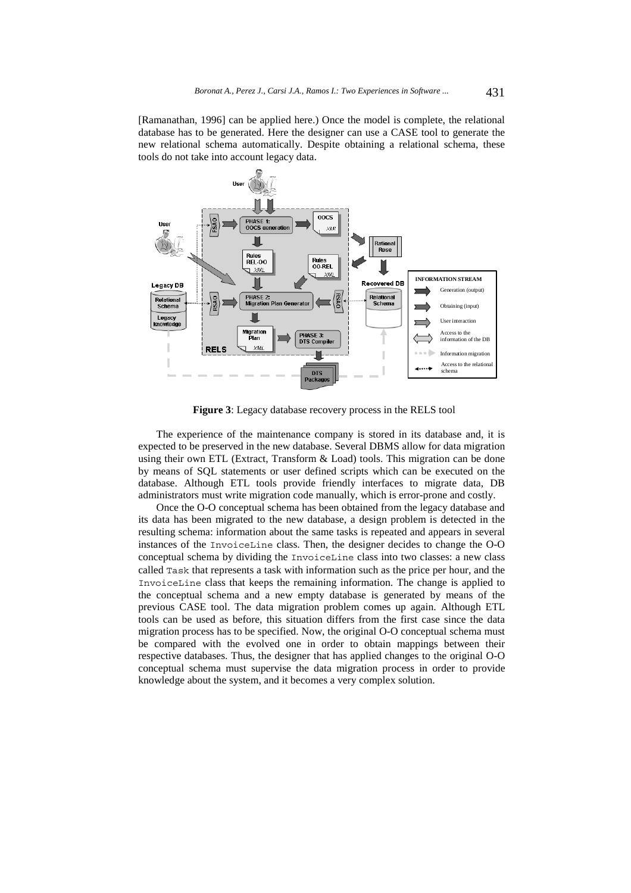[Ramanathan, 1996] can be applied here.) Once the model is complete, the relational database has to be generated. Here the designer can use a CASE tool to generate the new relational schema automatically. Despite obtaining a relational schema, these tools do not take into account legacy data.

**Figure 3**: Legacy database recovery process in the RELS tool

The experience of the maintenance company is stored in its database and, it is expected to be preserved in the new database. Several DBMS allow for data migration using their own ETL (Extract, Transform & Load) tools. This migration can be done by means of SQL statements or user defined scripts which can be executed on the database. Although ETL tools provide friendly interfaces to migrate data, DB administrators must write migration code manually, which is error-prone and costly.

Once the O-O conceptual schema has been obtained from the legacy database and its data has been migrated to the new database, a design problem is detected in the resulting schema: information about the same tasks is repeated and appears in several instances of the `InvoiceLine` class. Then, the designer decides to change the O-O conceptual schema by dividing the `InvoiceLine` class into two classes: a new class called `Task` that represents a task with information such as the price per hour, and the `InvoiceLine` class that keeps the remaining information. The change is applied to the conceptual schema and a new empty database is generated by means of the previous CASE tool. The data migration problem comes up again. Although ETL tools can be used as before, this situation differs from the first case since the data migration process has to be specified. Now, the original O-O conceptual schema must be compared with the evolved one in order to obtain mappings between their respective databases. Thus, the designer that has applied changes to the original O-O conceptual schema must supervise the data migration process in order to provide knowledge about the system, and it becomes a very complex solution.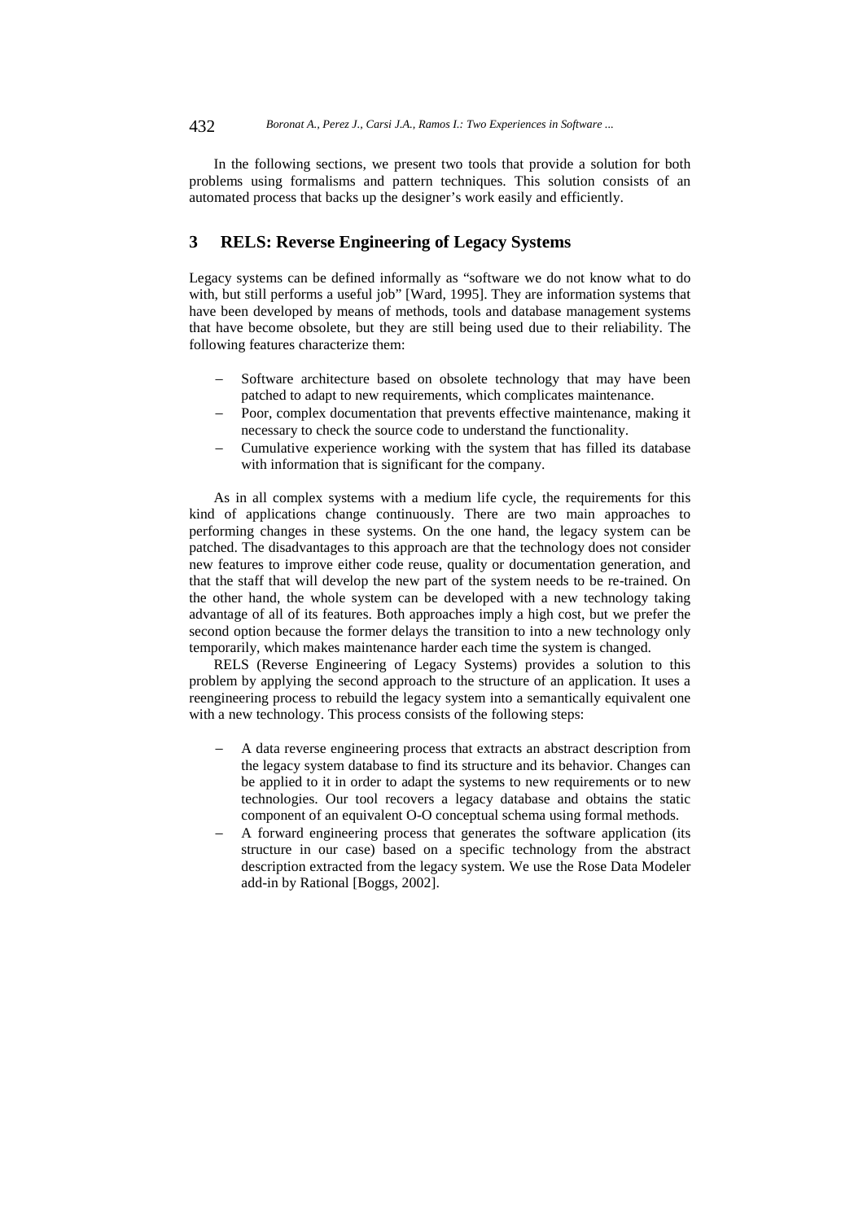In the following sections, we present two tools that provide a solution for both problems using formalisms and pattern techniques. This solution consists of an automated process that backs up the designer's work easily and efficiently.

## 3 RELS: Reverse Engineering of Legacy Systems

Legacy systems can be defined informally as "software we do not know what to do with, but still performs a useful job" [Ward, 1995]. They are information systems that have been developed by means of methods, tools and database management systems that have become obsolete, but they are still being used due to their reliability. The following features characterize them:

- Software architecture based on obsolete technology that may have been patched to adapt to new requirements, which complicates maintenance.
- Poor, complex documentation that prevents effective maintenance, making it necessary to check the source code to understand the functionality.
- Cumulative experience working with the system that has filled its database with information that is significant for the company.

As in all complex systems with a medium life cycle, the requirements for this kind of applications change continuously. There are two main approaches to performing changes in these systems. On the one hand, the legacy system can be patched. The disadvantages to this approach are that the technology does not consider new features to improve either code reuse, quality or documentation generation, and that the staff that will develop the new part of the system needs to be re-trained. On the other hand, the whole system can be developed with a new technology taking advantage of all of its features. Both approaches imply a high cost, but we prefer the second option because the former delays the transition to into a new technology only temporarily, which makes maintenance harder each time the system is changed.

RELS (Reverse Engineering of Legacy Systems) provides a solution to this problem by applying the second approach to the structure of an application. It uses a reengineering process to rebuild the legacy system into a semantically equivalent one with a new technology. This process consists of the following steps:

- A data reverse engineering process that extracts an abstract description from the legacy system database to find its structure and its behavior. Changes can be applied to it in order to adapt the systems to new requirements or to new technologies. Our tool recovers a legacy database and obtains the static component of an equivalent O-O conceptual schema using formal methods.
- A forward engineering process that generates the software application (its structure in our case) based on a specific technology from the abstract description extracted from the legacy system. We use the Rose Data Modeler add-in by Rational [Boggs, 2002].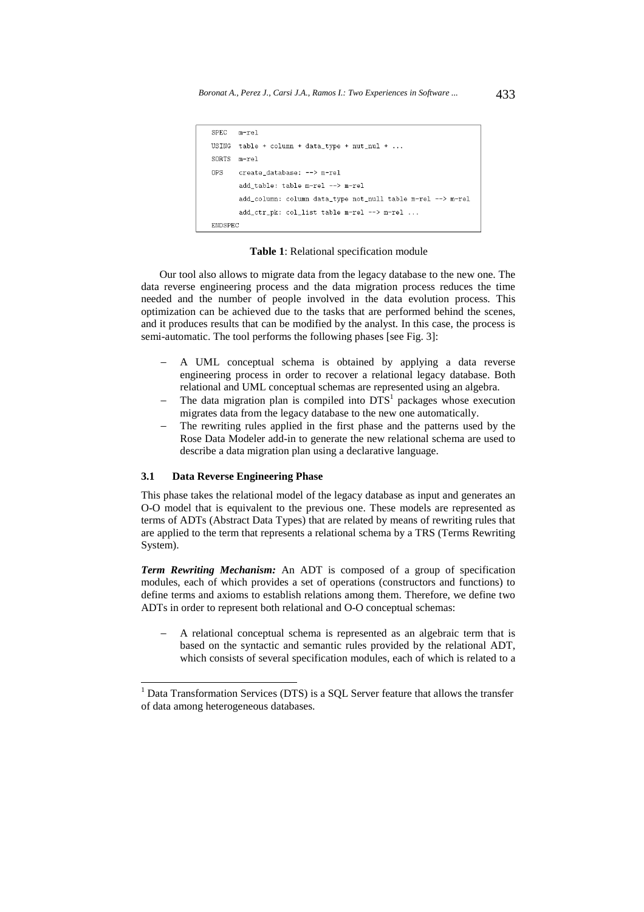```
SPEC   m-rel
USING  table + column + data_type + nut_nul + ...
SORTS  m-rel
OPS    create_database: --> m-rel
       add_table: table m-rel --> m-rel
       add_column: column data_type not_null table m-rel --> m-rel
       add_ctr_pk: col_list table m-rel --> m-rel ...
ENDSPEC
```

**Table 1**: Relational specification module

Our tool also allows to migrate data from the legacy database to the new one. The data reverse engineering process and the data migration process reduces the time needed and the number of people involved in the data evolution process. This optimization can be achieved due to the tasks that are performed behind the scenes, and it produces results that can be modified by the analyst. In this case, the process is semi-automatic. The tool performs the following phases [see Fig. 3]:

- A UML conceptual schema is obtained by applying a data reverse engineering process in order to recover a relational legacy database. Both relational and UML conceptual schemas are represented using an algebra.
- The data migration plan is compiled into DTS[1] packages whose execution migrates data from the legacy database to the new one automatically.
- The rewriting rules applied in the first phase and the patterns used by the Rose Data Modeler add-in to generate the new relational schema are used to describe a data migration plan using a declarative language.

### 3.1 Data Reverse Engineering Phase

This phase takes the relational model of the legacy database as input and generates an O-O model that is equivalent to the previous one. These models are represented as terms of ADTs (Abstract Data Types) that are related by means of rewriting rules that are applied to the term that represents a relational schema by a TRS (Terms Rewriting System).

***Term Rewriting Mechanism:*** An ADT is composed of a group of specification modules, each of which provides a set of operations (constructors and functions) to define terms and axioms to establish relations among them. Therefore, we define two ADTs in order to represent both relational and O-O conceptual schemas:

- A relational conceptual schema is represented as an algebraic term that is based on the syntactic and semantic rules provided by the relational ADT, which consists of several specification modules, each of which is related to a

[1] Data Transformation Services (DTS) is a SQL Server feature that allows the transfer of data among heterogeneous databases.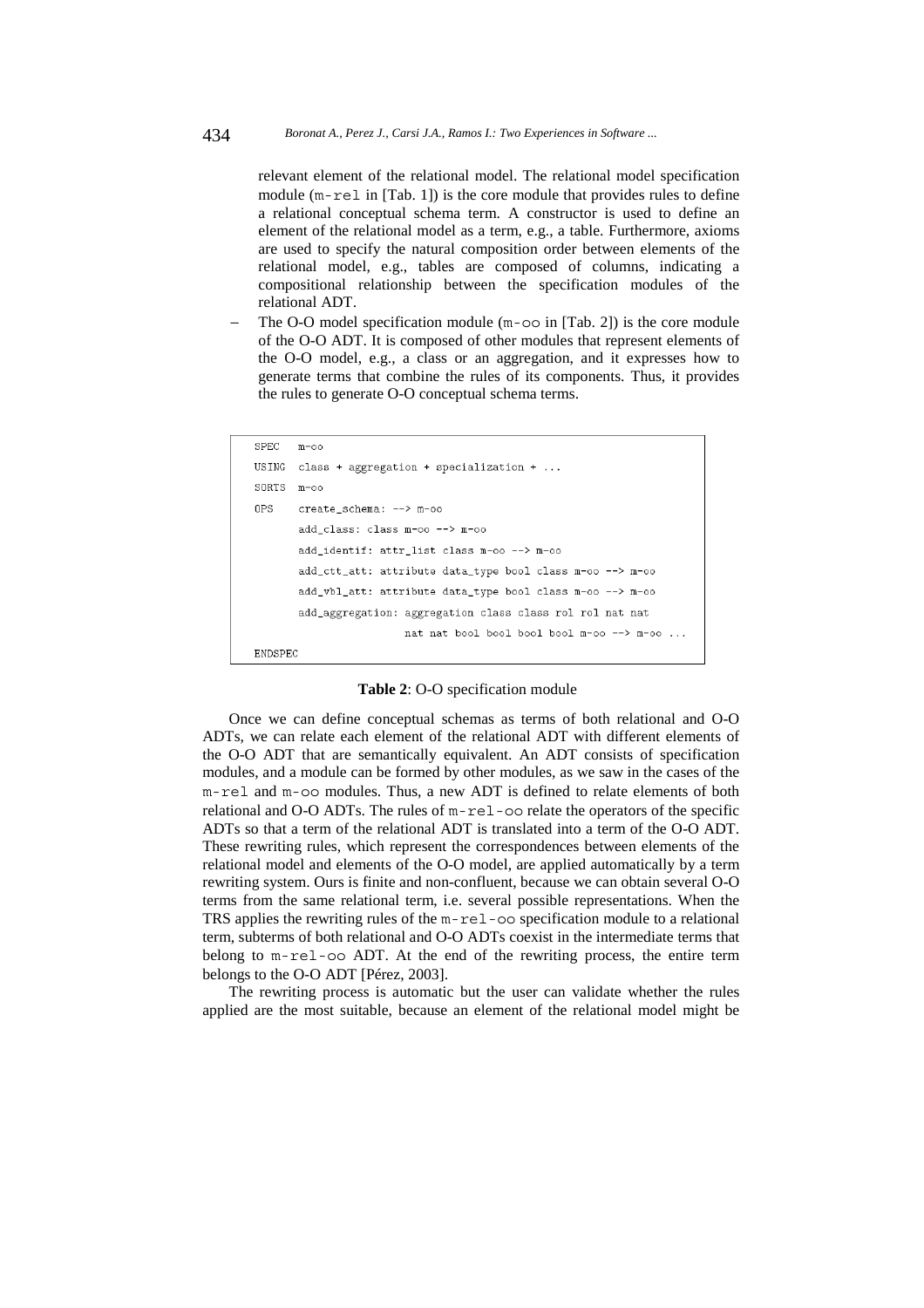relevant element of the relational model. The relational model specification module (`m-rel` in [Tab. 1]) is the core module that provides rules to define a relational conceptual schema term. A constructor is used to define an element of the relational model as a term, e.g., a table. Furthermore, axioms are used to specify the natural composition order between elements of the relational model, e.g., tables are composed of columns, indicating a compositional relationship between the specification modules of the relational ADT.

- The O-O model specification module (`m-oo` in [Tab. 2]) is the core module of the O-O ADT. It is composed of other modules that represent elements of the O-O model, e.g., a class or an aggregation, and it expresses how to generate terms that combine the rules of its components. Thus, it provides the rules to generate O-O conceptual schema terms.

```
SPEC    m-oo
USING   class + aggregation + specialization + ...
SORTS   m-oo
OPS     create_schema: --> m-oo
        add_class: class m-oo --> m-oo
        add_identif: attr_list class m-oo --> m-oo
        add_ctt_att: attribute data_type bool class m-oo --> m-oo
        add_vbl_att: attribute data_type bool class m-oo --> m-oo
        add_aggregation: aggregation class class rol rol nat nat
                         nat nat bool bool bool bool m-oo --> m-oo ...
ENDSPEC
```

**Table 2**: O-O specification module

Once we can define conceptual schemas as terms of both relational and O-O ADTs, we can relate each element of the relational ADT with different elements of the O-O ADT that are semantically equivalent. An ADT consists of specification modules, and a module can be formed by other modules, as we saw in the cases of the `m-rel` and `m-oo` modules. Thus, a new ADT is defined to relate elements of both relational and O-O ADTs. The rules of `m-rel-oo` relate the operators of the specific ADTs so that a term of the relational ADT is translated into a term of the O-O ADT. These rewriting rules, which represent the correspondences between elements of the relational model and elements of the O-O model, are applied automatically by a term rewriting system. Ours is finite and non-confluent, because we can obtain several O-O terms from the same relational term, i.e. several possible representations. When the TRS applies the rewriting rules of the `m-rel-oo` specification module to a relational term, subterms of both relational and O-O ADTs coexist in the intermediate terms that belong to `m-rel-oo` ADT. At the end of the rewriting process, the entire term belongs to the O-O ADT [Pérez, 2003].

The rewriting process is automatic but the user can validate whether the rules applied are the most suitable, because an element of the relational model might be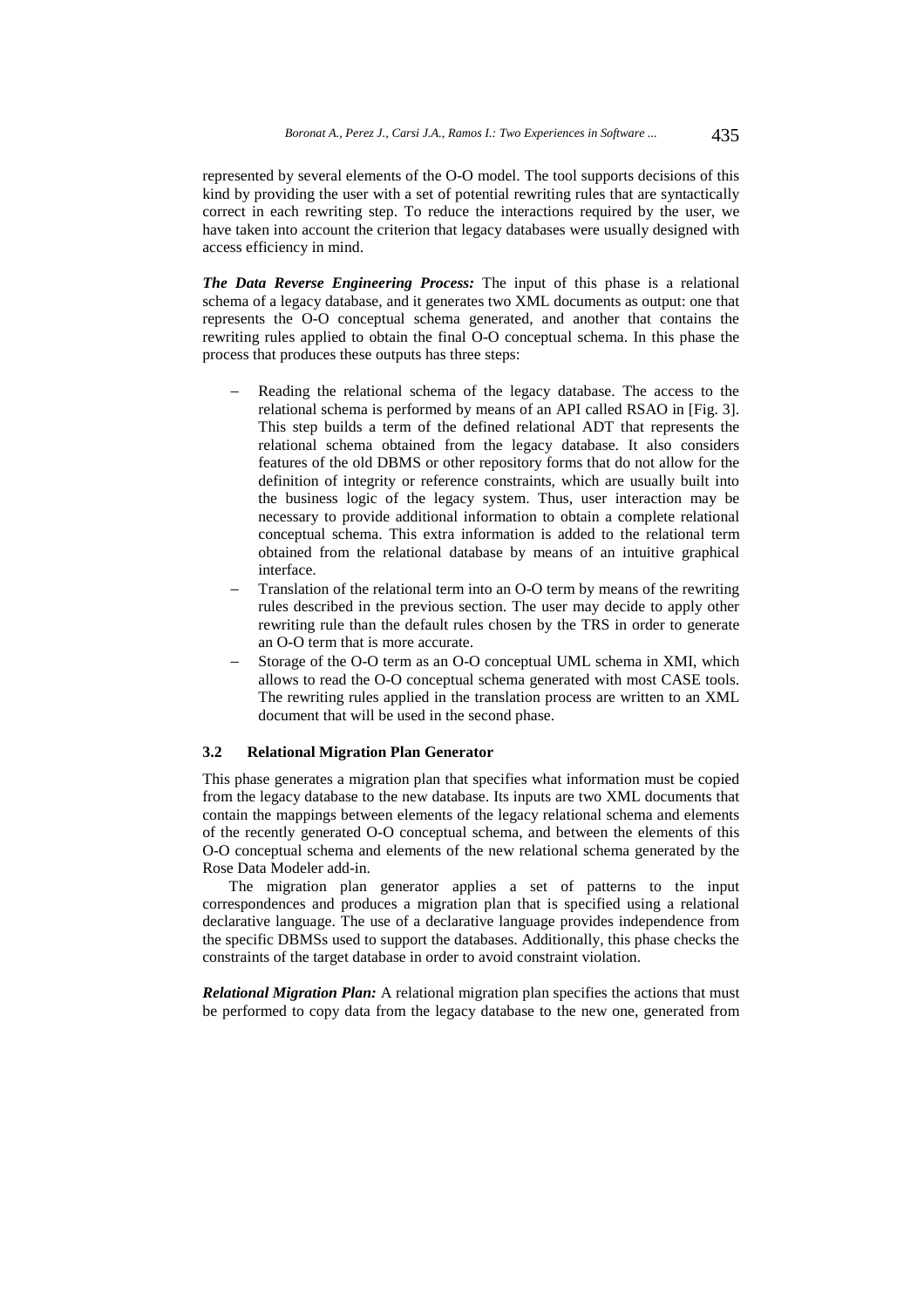represented by several elements of the O-O model. The tool supports decisions of this kind by providing the user with a set of potential rewriting rules that are syntactically correct in each rewriting step. To reduce the interactions required by the user, we have taken into account the criterion that legacy databases were usually designed with access efficiency in mind.

***The Data Reverse Engineering Process:*** The input of this phase is a relational schema of a legacy database, and it generates two XML documents as output: one that represents the O-O conceptual schema generated, and another that contains the rewriting rules applied to obtain the final O-O conceptual schema. In this phase the process that produces these outputs has three steps:

- Reading the relational schema of the legacy database. The access to the relational schema is performed by means of an API called RSAO in [Fig. 3]. This step builds a term of the defined relational ADT that represents the relational schema obtained from the legacy database. It also considers features of the old DBMS or other repository forms that do not allow for the definition of integrity or reference constraints, which are usually built into the business logic of the legacy system. Thus, user interaction may be necessary to provide additional information to obtain a complete relational conceptual schema. This extra information is added to the relational term obtained from the relational database by means of an intuitive graphical interface.
- Translation of the relational term into an O-O term by means of the rewriting rules described in the previous section. The user may decide to apply other rewriting rule than the default rules chosen by the TRS in order to generate an O-O term that is more accurate.
- Storage of the O-O term as an O-O conceptual UML schema in XMI, which allows to read the O-O conceptual schema generated with most CASE tools. The rewriting rules applied in the translation process are written to an XML document that will be used in the second phase.

### 3.2 Relational Migration Plan Generator

This phase generates a migration plan that specifies what information must be copied from the legacy database to the new database. Its inputs are two XML documents that contain the mappings between elements of the legacy relational schema and elements of the recently generated O-O conceptual schema, and between the elements of this O-O conceptual schema and elements of the new relational schema generated by the Rose Data Modeler add-in.

The migration plan generator applies a set of patterns to the input correspondences and produces a migration plan that is specified using a relational declarative language. The use of a declarative language provides independence from the specific DBMSs used to support the databases. Additionally, this phase checks the constraints of the target database in order to avoid constraint violation.

***Relational Migration Plan:*** A relational migration plan specifies the actions that must be performed to copy data from the legacy database to the new one, generated from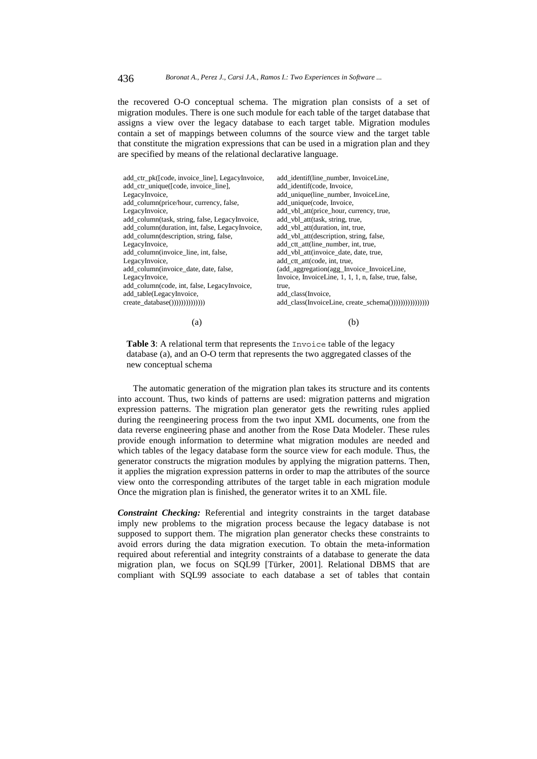the recovered O-O conceptual schema. The migration plan consists of a set of migration modules. There is one such module for each table of the target database that assigns a view over the legacy database to each target table. Migration modules contain a set of mappings between columns of the source view and the target table that constitute the migration expressions that can be used in a migration plan and they are specified by means of the relational declarative language.

| (a) | (b) |
|---|---|
| add_ctr_pk([code, invoice_line], LegacyInvoice,<br>add_ctr_unique([code, invoice_line],<br>LegacyInvoice,<br>add_column(price/hour, currency, false,<br>LegacyInvoice,<br>add_column(task, string, false, LegacyInvoice,<br>add_column(duration, int, false, LegacyInvoice,<br>add_column(description, string, false,<br>LegacyInvoice,<br>add_column(invoice_line, int, false,<br>LegacyInvoice,<br>add_column(invoice_date, date, false,<br>LegacyInvoice,<br>add_column(code, int, false, LegacyInvoice,<br>add_table(LegacyInvoice,<br>create_database())))))))))))))) | add_identif(line_number, InvoiceLine,<br>add_identif(code, Invoice,<br>add_unique(line_number, InvoiceLine,<br>add_unique(code, Invoice,<br>add_vbl_att(price_hour, currency, true,<br>add_vbl_att(task, string, true,<br>add_vbl_att(duration, int, true,<br>add_vbl_att(description, string, false,<br>add_vbl_att(invoice_date, date, true,<br>add_ctt_att(line_number, int, true,<br>add_ctt_att(code, int, true,<br>(add_aggregation(agg_Invoice_InvoiceLine,<br>Invoice, InvoiceLine, 1, 1, 1, n, false, true, false,<br>true,<br>add_class(Invoice,<br>add_class(InvoiceLine, create_schema()))))))))))))))) |

**Table 3**: A relational term that represents the `Invoice` table of the legacy database (a), and an O-O term that represents the two aggregated classes of the new conceptual schema

The automatic generation of the migration plan takes its structure and its contents into account. Thus, two kinds of patterns are used: migration patterns and migration expression patterns. The migration plan generator gets the rewriting rules applied during the reengineering process from the two input XML documents, one from the data reverse engineering phase and another from the Rose Data Modeler. These rules provide enough information to determine what migration modules are needed and which tables of the legacy database form the source view for each module. Thus, the generator constructs the migration modules by applying the migration patterns. Then, it applies the migration expression patterns in order to map the attributes of the source view onto the corresponding attributes of the target table in each migration module Once the migration plan is finished, the generator writes it to an XML file.

***Constraint Checking:*** Referential and integrity constraints in the target database imply new problems to the migration process because the legacy database is not supposed to support them. The migration plan generator checks these constraints to avoid errors during the data migration execution. To obtain the meta-information required about referential and integrity constraints of a database to generate the data migration plan, we focus on SQL99 [Türker, 2001]. Relational DBMS that are compliant with SQL99 associate to each database a set of tables that contain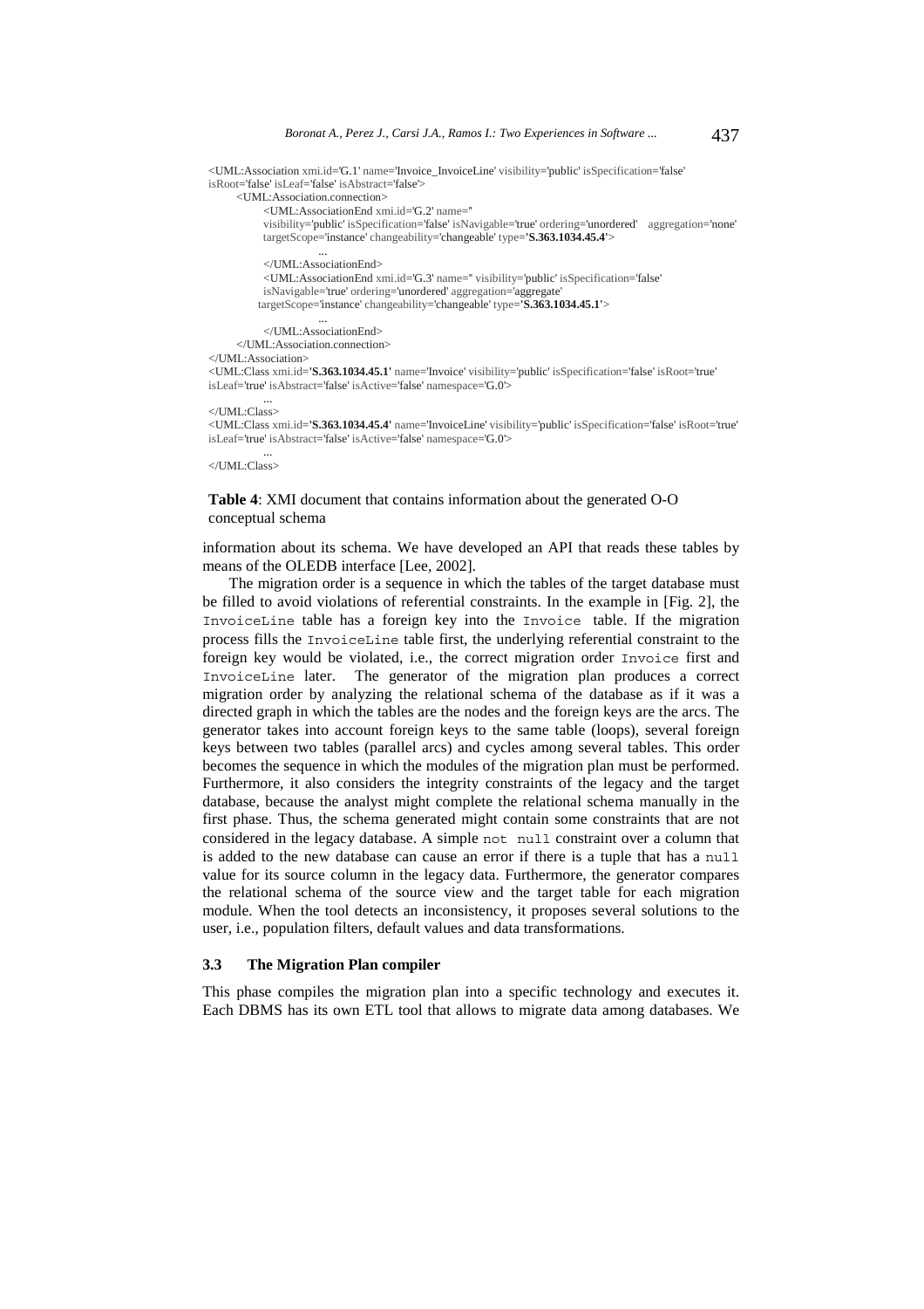```
<UML:Association xmi.id='G.1' name='Invoice_InvoiceLine' visibility='public' isSpecification='false'
isRoot='false' isLeaf='false' isAbstract='false'>
    <UML:Association.connection>
        <UML:AssociationEnd xmi.id='G.2' name=''
        visibility='public' isSpecification='false' isNavigable='true' ordering='unordered'   aggregation='none'
        targetScope='instance' changeability='changeable' type='S.363.1034.45.4'>
            ...
        </UML:AssociationEnd>
        <UML:AssociationEnd xmi.id='G.3' name='' visibility='public' isSpecification='false'
        isNavigable='true' ordering='unordered' aggregation='aggregate'
        targetScope='instance' changeability='changeable' type='S.363.1034.45.1'>
            ...
        </UML:AssociationEnd>
    </UML:Association.connection>
</UML:Association>
<UML:Class xmi.id='S.363.1034.45.1' name='Invoice' visibility='public' isSpecification='false' isRoot='true'
isLeaf='true' isAbstract='false' isActive='false' namespace='G.0'>
    ...
</UML:Class>
<UML:Class xmi.id='S.363.1034.45.4' name='InvoiceLine' visibility='public' isSpecification='false' isRoot='true'
isLeaf='true' isAbstract='false' isActive='false' namespace='G.0'>
    ...
</UML:Class>
```

**Table 4**: XMI document that contains information about the generated O-O conceptual schema

information about its schema. We have developed an API that reads these tables by means of the OLEDB interface [Lee, 2002].

The migration order is a sequence in which the tables of the target database must be filled to avoid violations of referential constraints. In the example in [Fig. 2], the `InvoiceLine` table has a foreign key into the `Invoice` table. If the migration process fills the `InvoiceLine` table first, the underlying referential constraint to the foreign key would be violated, i.e., the correct migration order `Invoice` first and `InvoiceLine` later. The generator of the migration plan produces a correct migration order by analyzing the relational schema of the database as if it was a directed graph in which the tables are the nodes and the foreign keys are the arcs. The generator takes into account foreign keys to the same table (loops), several foreign keys between two tables (parallel arcs) and cycles among several tables. This order becomes the sequence in which the modules of the migration plan must be performed. Furthermore, it also considers the integrity constraints of the legacy and the target database, because the analyst might complete the relational schema manually in the first phase. Thus, the schema generated might contain some constraints that are not considered in the legacy database. A simple `not null` constraint over a column that is added to the new database can cause an error if there is a tuple that has a `null` value for its source column in the legacy data. Furthermore, the generator compares the relational schema of the source view and the target table for each migration module. When the tool detects an inconsistency, it proposes several solutions to the user, i.e., population filters, default values and data transformations.

### 3.3 The Migration Plan compiler

This phase compiles the migration plan into a specific technology and executes it. Each DBMS has its own ETL tool that allows to migrate data among databases. We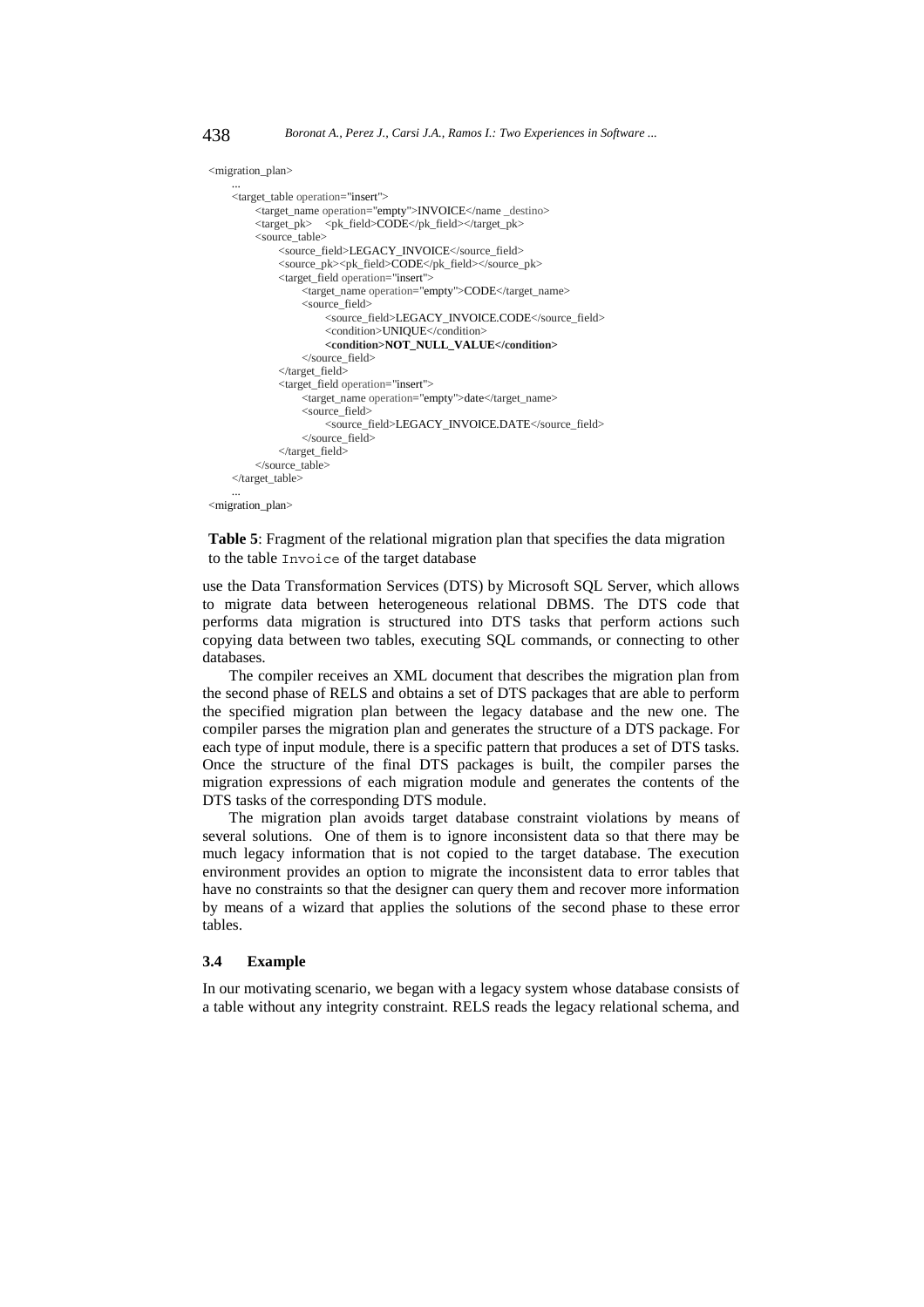```
<migration_plan>
    ...
    <target_table operation="insert">
        <target_name operation="empty">INVOICE</name _destino>
        <target_pk>   <pk_field>CODE</pk_field></target_pk>
        <source_table>
            <source_field>LEGACY_INVOICE</source_field>
            <source_pk><pk_field>CODE</pk_field></source_pk>
            <target_field operation="insert">
                <target_name operation="empty">CODE</target_name>
                <source_field>
                    <source_field>LEGACY_INVOICE.CODE</source_field>
                    <condition>UNIQUE</condition>
                    <condition>NOT_NULL_VALUE</condition>
                </source_field>
            </target_field>
            <target_field operation="insert">
                <target_name operation="empty">date</target_name>
                <source_field>
                    <source_field>LEGACY_INVOICE.DATE</source_field>
                </source_field>
            </target_field>
        </source_table>
    </target_table>
    ...
<migration_plan>
```

**Table 5**: Fragment of the relational migration plan that specifies the data migration to the table `Invoice` of the target database

use the Data Transformation Services (DTS) by Microsoft SQL Server, which allows to migrate data between heterogeneous relational DBMS. The DTS code that performs data migration is structured into DTS tasks that perform actions such copying data between two tables, executing SQL commands, or connecting to other databases.

The compiler receives an XML document that describes the migration plan from the second phase of RELS and obtains a set of DTS packages that are able to perform the specified migration plan between the legacy database and the new one. The compiler parses the migration plan and generates the structure of a DTS package. For each type of input module, there is a specific pattern that produces a set of DTS tasks. Once the structure of the final DTS packages is built, the compiler parses the migration expressions of each migration module and generates the contents of the DTS tasks of the corresponding DTS module.

The migration plan avoids target database constraint violations by means of several solutions. One of them is to ignore inconsistent data so that there may be much legacy information that is not copied to the target database. The execution environment provides an option to migrate the inconsistent data to error tables that have no constraints so that the designer can query them and recover more information by means of a wizard that applies the solutions of the second phase to these error tables.

### 3.4 Example

In our motivating scenario, we began with a legacy system whose database consists of a table without any integrity constraint. RELS reads the legacy relational schema, and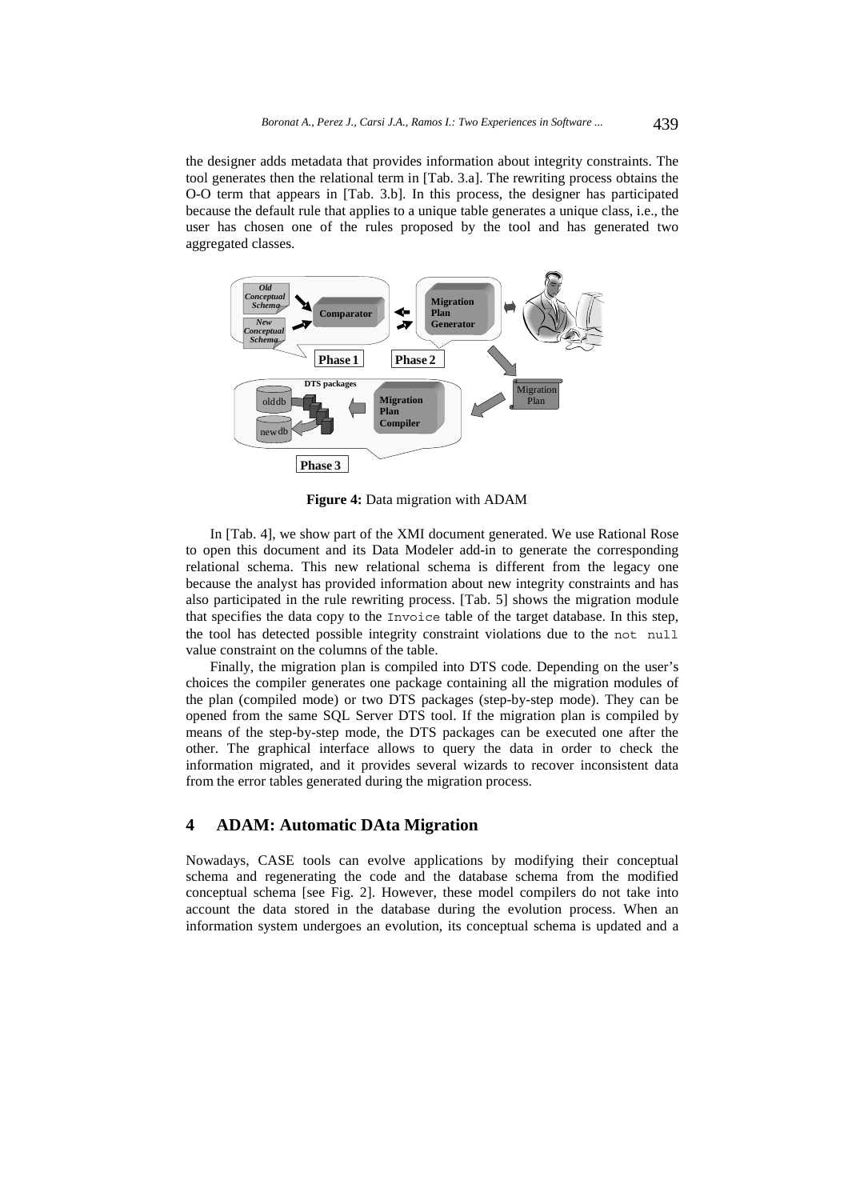the designer adds metadata that provides information about integrity constraints. The tool generates then the relational term in [Tab. 3.a]. The rewriting process obtains the O-O term that appears in [Tab. 3.b]. In this process, the designer has participated because the default rule that applies to a unique table generates a unique class, i.e., the user has chosen one of the rules proposed by the tool and has generated two aggregated classes.

**Figure 4:** Data migration with ADAM

In [Tab. 4], we show part of the XMI document generated. We use Rational Rose to open this document and its Data Modeler add-in to generate the corresponding relational schema. This new relational schema is different from the legacy one because the analyst has provided information about new integrity constraints and has also participated in the rule rewriting process. [Tab. 5] shows the migration module that specifies the data copy to the `Invoice` table of the target database. In this step, the tool has detected possible integrity constraint violations due to the `not null` value constraint on the columns of the table.

Finally, the migration plan is compiled into DTS code. Depending on the user's choices the compiler generates one package containing all the migration modules of the plan (compiled mode) or two DTS packages (step-by-step mode). They can be opened from the same SQL Server DTS tool. If the migration plan is compiled by means of the step-by-step mode, the DTS packages can be executed one after the other. The graphical interface allows to query the data in order to check the information migrated, and it provides several wizards to recover inconsistent data from the error tables generated during the migration process.

## 4 ADAM: Automatic DAta Migration

Nowadays, CASE tools can evolve applications by modifying their conceptual schema and regenerating the code and the database schema from the modified conceptual schema [see Fig. 2]. However, these model compilers do not take into account the data stored in the database during the evolution process. When an information system undergoes an evolution, its conceptual schema is updated and a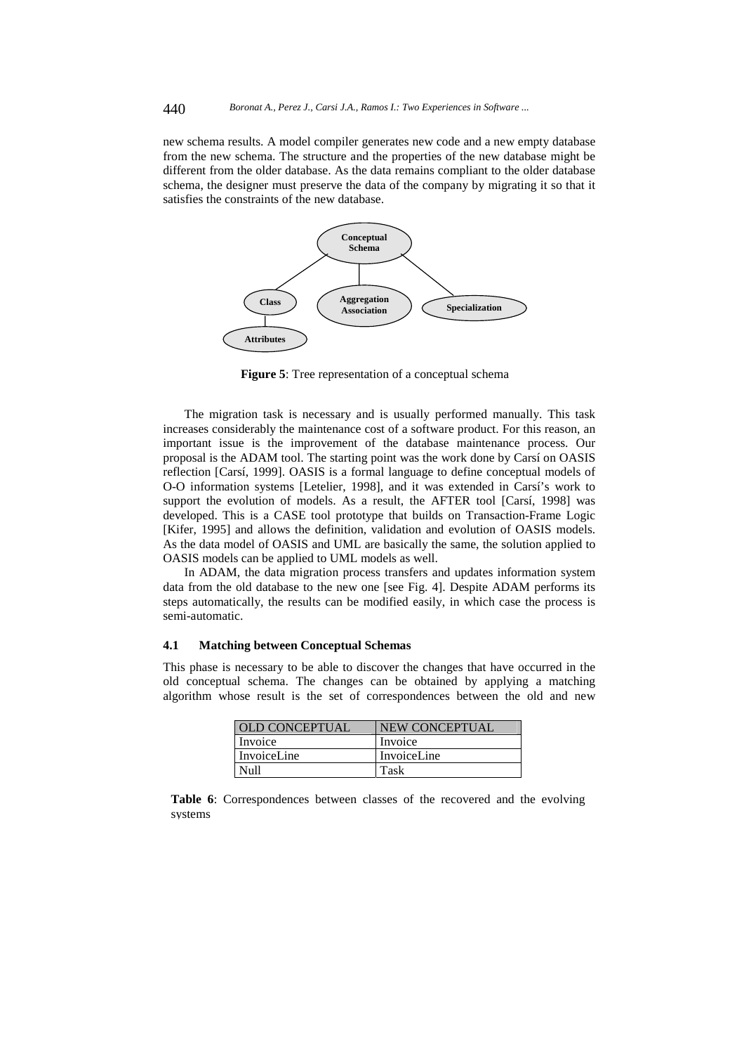new schema results. A model compiler generates new code and a new empty database from the new schema. The structure and the properties of the new database might be different from the older database. As the data remains compliant to the older database schema, the designer must preserve the data of the company by migrating it so that it satisfies the constraints of the new database.

**Figure 5**: Tree representation of a conceptual schema

The migration task is necessary and is usually performed manually. This task increases considerably the maintenance cost of a software product. For this reason, an important issue is the improvement of the database maintenance process. Our proposal is the ADAM tool. The starting point was the work done by Carsí on OASIS reflection [Carsí, 1999]. OASIS is a formal language to define conceptual models of O-O information systems [Letelier, 1998], and it was extended in Carsí's work to support the evolution of models. As a result, the AFTER tool [Carsí, 1998] was developed. This is a CASE tool prototype that builds on Transaction-Frame Logic [Kifer, 1995] and allows the definition, validation and evolution of OASIS models. As the data model of OASIS and UML are basically the same, the solution applied to OASIS models can be applied to UML models as well.

In ADAM, the data migration process transfers and updates information system data from the old database to the new one [see Fig. 4]. Despite ADAM performs its steps automatically, the results can be modified easily, in which case the process is semi-automatic.

### 4.1 Matching between Conceptual Schemas

This phase is necessary to be able to discover the changes that have occurred in the old conceptual schema. The changes can be obtained by applying a matching algorithm whose result is the set of correspondences between the old and new

| OLD CONCEPTUAL | NEW CONCEPTUAL |
|---|---|
| Invoice | Invoice |
| InvoiceLine | InvoiceLine |
| Null | Task |

**Table 6**: Correspondences between classes of the recovered and the evolving systems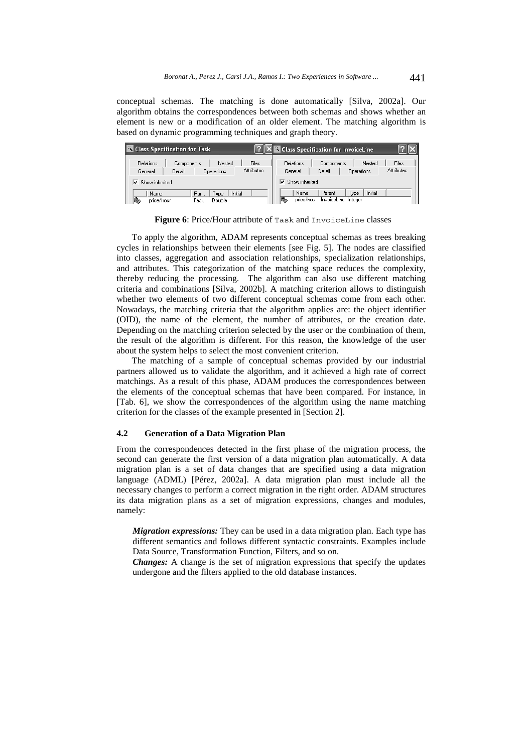conceptual schemas. The matching is done automatically [Silva, 2002a]. Our algorithm obtains the correspondences between both schemas and shows whether an element is new or a modification of an older element. The matching algorithm is based on dynamic programming techniques and graph theory.

**Figure 6**: Price/Hour attribute of Task and InvoiceLine classes

To apply the algorithm, ADAM represents conceptual schemas as trees breaking cycles in relationships between their elements [see Fig. 5]. The nodes are classified into classes, aggregation and association relationships, specialization relationships, and attributes. This categorization of the matching space reduces the complexity, thereby reducing the processing. The algorithm can also use different matching criteria and combinations [Silva, 2002b]. A matching criterion allows to distinguish whether two elements of two different conceptual schemas come from each other. Nowadays, the matching criteria that the algorithm applies are: the object identifier (OID), the name of the element, the number of attributes, or the creation date. Depending on the matching criterion selected by the user or the combination of them, the result of the algorithm is different. For this reason, the knowledge of the user about the system helps to select the most convenient criterion.

The matching of a sample of conceptual schemas provided by our industrial partners allowed us to validate the algorithm, and it achieved a high rate of correct matchings. As a result of this phase, ADAM produces the correspondences between the elements of the conceptual schemas that have been compared. For instance, in [Tab. 6], we show the correspondences of the algorithm using the name matching criterion for the classes of the example presented in [Section 2].

### 4.2 Generation of a Data Migration Plan

From the correspondences detected in the first phase of the migration process, the second can generate the first version of a data migration plan automatically. A data migration plan is a set of data changes that are specified using a data migration language (ADML) [Pérez, 2002a]. A data migration plan must include all the necessary changes to perform a correct migration in the right order. ADAM structures its data migration plans as a set of migration expressions, changes and modules, namely:

***Migration expressions:*** They can be used in a data migration plan. Each type has different semantics and follows different syntactic constraints. Examples include Data Source, Transformation Function, Filters, and so on.

***Changes:*** A change is the set of migration expressions that specify the updates undergone and the filters applied to the old database instances.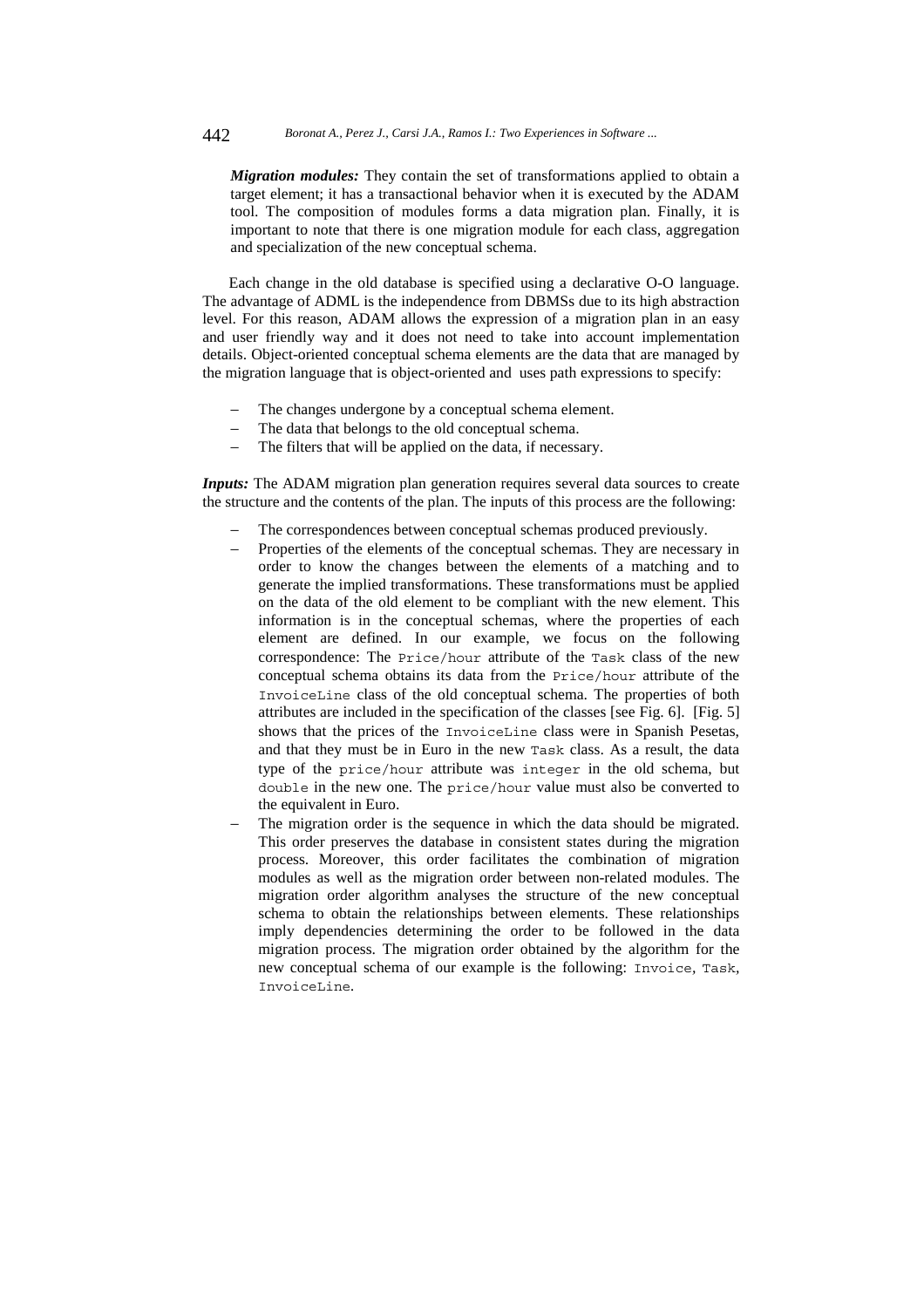*Migration modules:* They contain the set of transformations applied to obtain a target element; it has a transactional behavior when it is executed by the ADAM tool. The composition of modules forms a data migration plan. Finally, it is important to note that there is one migration module for each class, aggregation and specialization of the new conceptual schema.

Each change in the old database is specified using a declarative O-O language. The advantage of ADML is the independence from DBMSs due to its high abstraction level. For this reason, ADAM allows the expression of a migration plan in an easy and user friendly way and it does not need to take into account implementation details. Object-oriented conceptual schema elements are the data that are managed by the migration language that is object-oriented and uses path expressions to specify:

- The changes undergone by a conceptual schema element.
- The data that belongs to the old conceptual schema.
- The filters that will be applied on the data, if necessary.

*Inputs:* The ADAM migration plan generation requires several data sources to create the structure and the contents of the plan. The inputs of this process are the following:

- The correspondences between conceptual schemas produced previously.
- Properties of the elements of the conceptual schemas. They are necessary in order to know the changes between the elements of a matching and to generate the implied transformations. These transformations must be applied on the data of the old element to be compliant with the new element. This information is in the conceptual schemas, where the properties of each element are defined. In our example, we focus on the following correspondence: The `Price/hour` attribute of the `Task` class of the new conceptual schema obtains its data from the `Price/hour` attribute of the `InvoiceLine` class of the old conceptual schema. The properties of both attributes are included in the specification of the classes [see Fig. 6]. [Fig. 5] shows that the prices of the `InvoiceLine` class were in Spanish Pesetas, and that they must be in Euro in the new `Task` class. As a result, the data type of the `price/hour` attribute was `integer` in the old schema, but `double` in the new one. The `price/hour` value must also be converted to the equivalent in Euro.
- The migration order is the sequence in which the data should be migrated. This order preserves the database in consistent states during the migration process. Moreover, this order facilitates the combination of migration modules as well as the migration order between non-related modules. The migration order algorithm analyses the structure of the new conceptual schema to obtain the relationships between elements. These relationships imply dependencies determining the order to be followed in the data migration process. The migration order obtained by the algorithm for the new conceptual schema of our example is the following: `Invoice`, `Task`, `InvoiceLine`.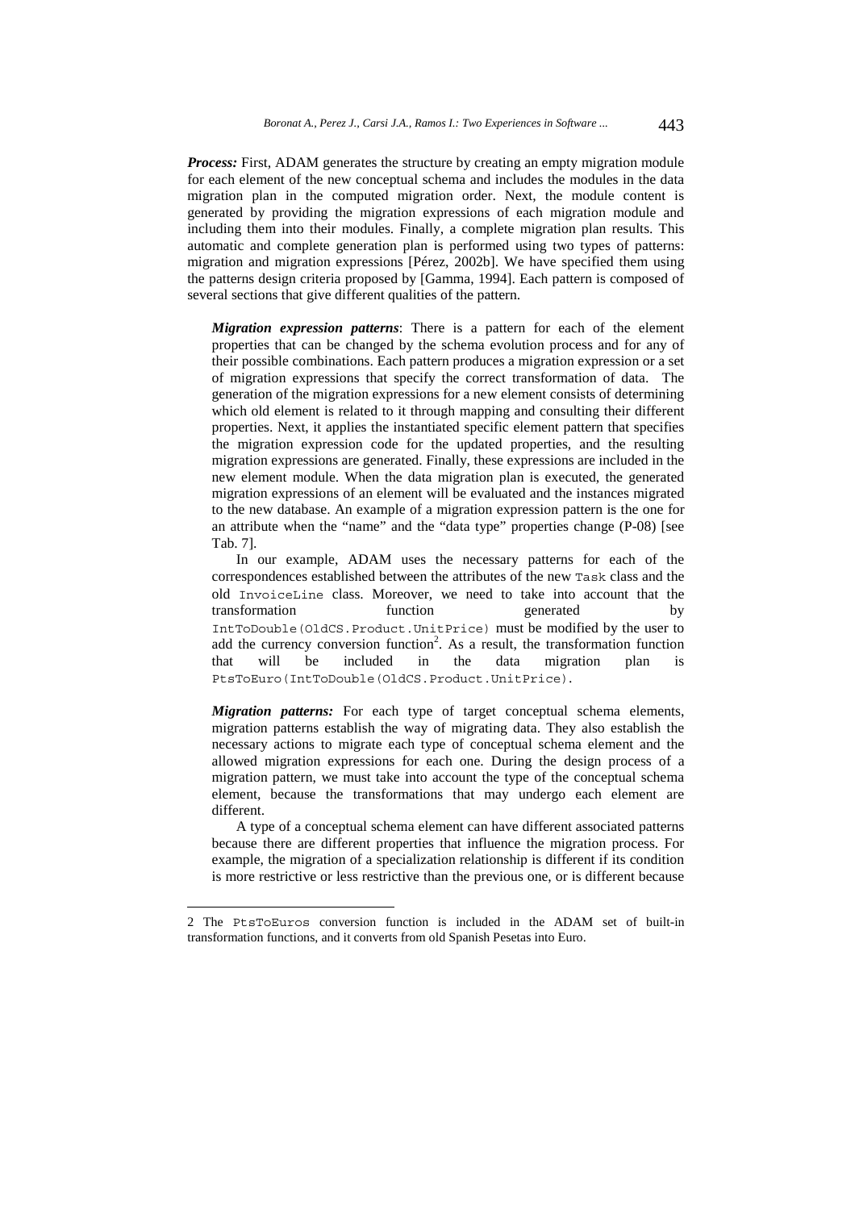*Process:* First, ADAM generates the structure by creating an empty migration module for each element of the new conceptual schema and includes the modules in the data migration plan in the computed migration order. Next, the module content is generated by providing the migration expressions of each migration module and including them into their modules. Finally, a complete migration plan results. This automatic and complete generation plan is performed using two types of patterns: migration and migration expressions [Pérez, 2002b]. We have specified them using the patterns design criteria proposed by [Gamma, 1994]. Each pattern is composed of several sections that give different qualities of the pattern.

*Migration expression patterns*: There is a pattern for each of the element properties that can be changed by the schema evolution process and for any of their possible combinations. Each pattern produces a migration expression or a set of migration expressions that specify the correct transformation of data. The generation of the migration expressions for a new element consists of determining which old element is related to it through mapping and consulting their different properties. Next, it applies the instantiated specific element pattern that specifies the migration expression code for the updated properties, and the resulting migration expressions are generated. Finally, these expressions are included in the new element module. When the data migration plan is executed, the generated migration expressions of an element will be evaluated and the instances migrated to the new database. An example of a migration expression pattern is the one for an attribute when the "name" and the "data type" properties change (P-08) [see Tab. 7].

In our example, ADAM uses the necessary patterns for each of the correspondences established between the attributes of the new `Task` class and the old `InvoiceLine` class. Moreover, we need to take into account that the transformation function generated by `IntToDouble(OldCS.Product.UnitPrice)` must be modified by the user to add the currency conversion function[2]. As a result, the transformation function that will be included in the data migration plan is `PtsToEuro(IntToDouble(OldCS.Product.UnitPrice)`.

*Migration patterns:* For each type of target conceptual schema elements, migration patterns establish the way of migrating data. They also establish the necessary actions to migrate each type of conceptual schema element and the allowed migration expressions for each one. During the design process of a migration pattern, we must take into account the type of the conceptual schema element, because the transformations that may undergo each element are different.

A type of a conceptual schema element can have different associated patterns because there are different properties that influence the migration process. For example, the migration of a specialization relationship is different if its condition is more restrictive or less restrictive than the previous one, or is different because

2 The `PtsToEuros` conversion function is included in the ADAM set of built-in transformation functions, and it converts from old Spanish Pesetas into Euro.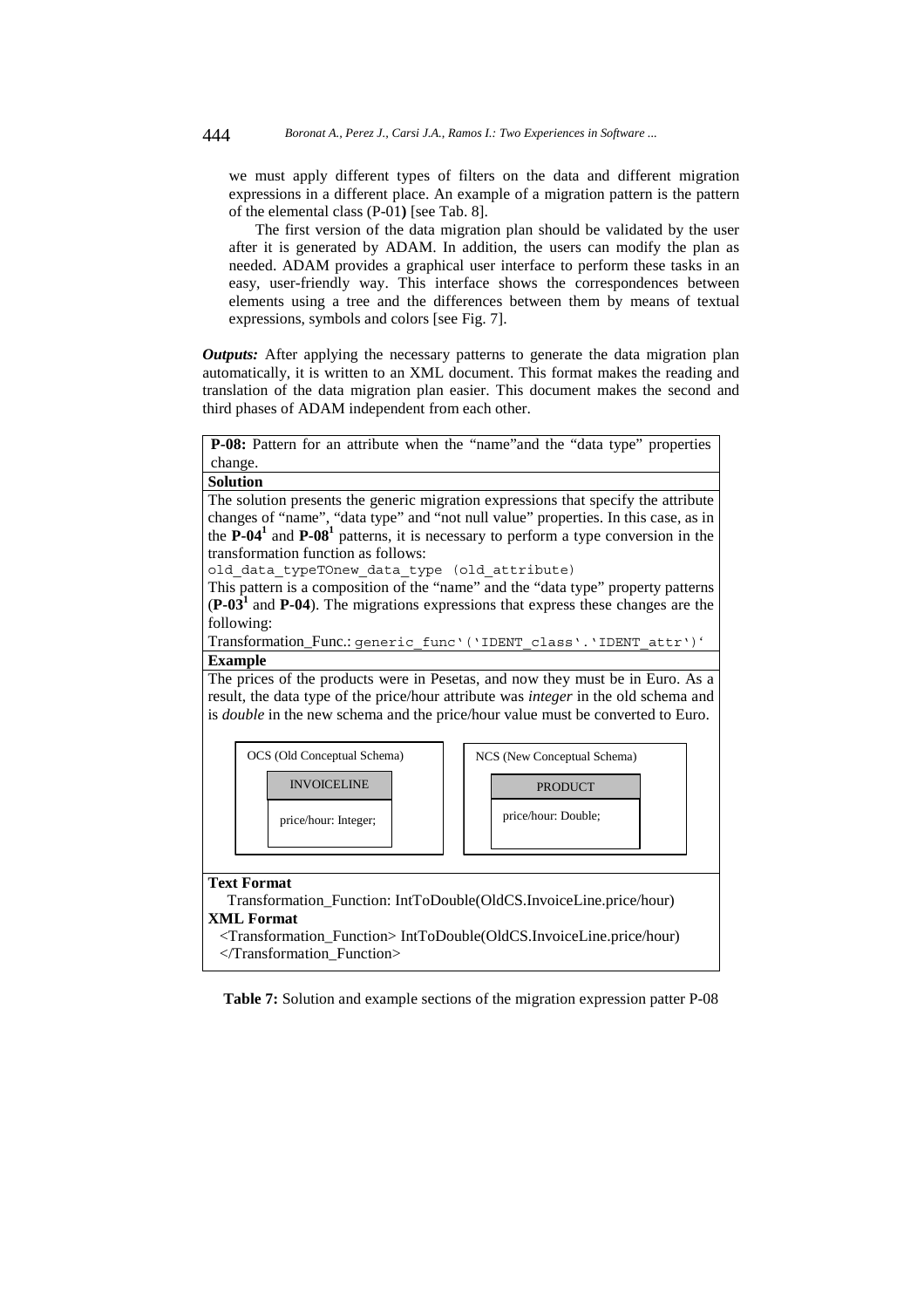we must apply different types of filters on the data and different migration expressions in a different place. An example of a migration pattern is the pattern of the elemental class (P-01**)** [see Tab. 8].

The first version of the data migration plan should be validated by the user after it is generated by ADAM. In addition, the users can modify the plan as needed. ADAM provides a graphical user interface to perform these tasks in an easy, user-friendly way. This interface shows the correspondences between elements using a tree and the differences between them by means of textual expressions, symbols and colors [see Fig. 7].

***Outputs:*** After applying the necessary patterns to generate the data migration plan automatically, it is written to an XML document. This format makes the reading and translation of the data migration plan easier. This document makes the second and third phases of ADAM independent from each other.

| **P-08:** Pattern for an attribute when the "name"and the "data type" properties change. |
|---|
| **Solution** |
| The solution presents the generic migration expressions that specify the attribute changes of "name", "data type" and "not null value" properties. In this case, as in the **P-04**[1] and **P-08**[1] patterns, it is necessary to perform a type conversion in the transformation function as follows: `old_data_typeTOnew_data_type (old_attribute)` This pattern is a composition of the "name" and the "data type" property patterns (**P-03**[1] and **P-04**). The migrations expressions that express these changes are the following: Transformation_Func.: `generic_func'('IDENT_class'.'IDENT_attr')'` |
| **Example** |
| The prices of the products were in Pesetas, and now they must be in Euro. As a result, the data type of the price/hour attribute was *integer* in the old schema and is *double* in the new schema and the price/hour value must be converted to Euro. |
| OCS (Old Conceptual Schema): INVOICELINE — price/hour: Integer; &nbsp;&nbsp;&nbsp; NCS (New Conceptual Schema): PRODUCT — price/hour: Double; |
| **Text Format** |
| Transformation_Function: IntToDouble(OldCS.InvoiceLine.price/hour) |
| **XML Format** |
| <Transformation_Function> IntToDouble(OldCS.InvoiceLine.price/hour) </Transformation_Function> |

**Table 7:** Solution and example sections of the migration expression patter P-08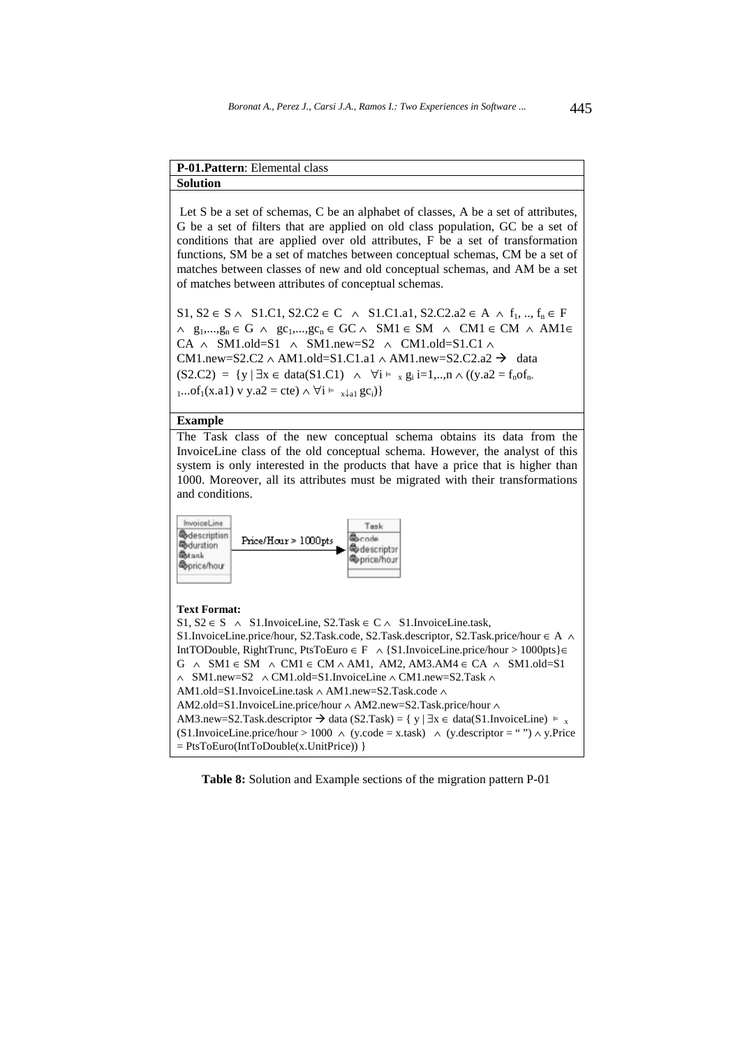**P-01.Pattern**: Elemental class

**Solution**

Let S be a set of schemas, C be an alphabet of classes, A be a set of attributes, G be a set of filters that are applied on old class population, GC be a set of conditions that are applied over old attributes, F be a set of transformation functions, SM be a set of matches between conceptual schemas, CM be a set of matches between classes of new and old conceptual schemas, and AM be a set of matches between attributes of conceptual schemas.

$S1, S2 \in S \wedge S1.C1, S2.C2 \in C \wedge S1.C1.a1, S2.C2.a2 \in A \wedge f_1, .., f_n \in F \wedge g_1,...,g_n \in G \wedge gc_1,...,gc_n \in GC \wedge SM1 \in SM \wedge CM1 \in CM \wedge AM1 \in CA \wedge SM1.old=S1 \wedge SM1.new=S2 \wedge CM1.old=S1.C1 \wedge CM1.new=S2.C2 \wedge AM1.old=S1.C1.a1 \wedge AM1.new=S2.C2.a2 \rightarrow$ data $(S2.C2) = \{y \mid \exists x \in data(S1.C1) \wedge \forall i \vDash_x g_i\ i=1,..,n \wedge ((y.a2 = f_n o f_{n-1} ... o f_1(x.a1) \vee y.a2 = cte) \wedge \forall i \vDash_{x \downarrow a1} gc_i)\}$

**Example**

The Task class of the new conceptual schema obtains its data from the InvoiceLine class of the old conceptual schema. However, the analyst of this system is only interested in the products that have a price that is higher than 1000. Moreover, all its attributes must be migrated with their transformations and conditions.

InvoiceLine: description, duration, task, price/hour — Price/Hour > 1000pts → Task: code, descriptor, price/hour

**Text Format:**

$S1, S2 \in S \wedge$ S1.InvoiceLine, S2.Task $\in C \wedge$ S1.InvoiceLine.task, S1.InvoiceLine.price/hour, S2.Task.code, S2.Task.descriptor, S2.Task.price/hour $\in A \wedge$ IntTODouble, RightTrunc, PtsToEuro $\in F \wedge$ {S1.InvoiceLine.price/hour > 1000pts} $\in G \wedge SM1 \in SM \wedge CM1 \in CM \wedge$ AM1, AM2, AM3.AM4 $\in CA \wedge$ SM1.old=S1 $\wedge$ SM1.new=S2 $\wedge$ CM1.old=S1.InvoiceLine $\wedge$ CM1.new=S2.Task $\wedge$ AM1.old=S1.InvoiceLine.task $\wedge$ AM1.new=S2.Task.code $\wedge$ AM2.old=S1.InvoiceLine.price/hour $\wedge$ AM2.new=S2.Task.price/hour $\wedge$ AM3.new=S2.Task.descriptor $\rightarrow$ data (S2.Task) = { y | $\exists x \in$ data(S1.InvoiceLine) $\vDash_x$ (S1.InvoiceLine.price/hour > 1000 $\wedge$ (y.code = x.task) $\wedge$ (y.descriptor = " ") $\wedge$ y.Price = PtsToEuro(IntToDouble(x.UnitPrice)) }

**Table 8:** Solution and Example sections of the migration pattern P-01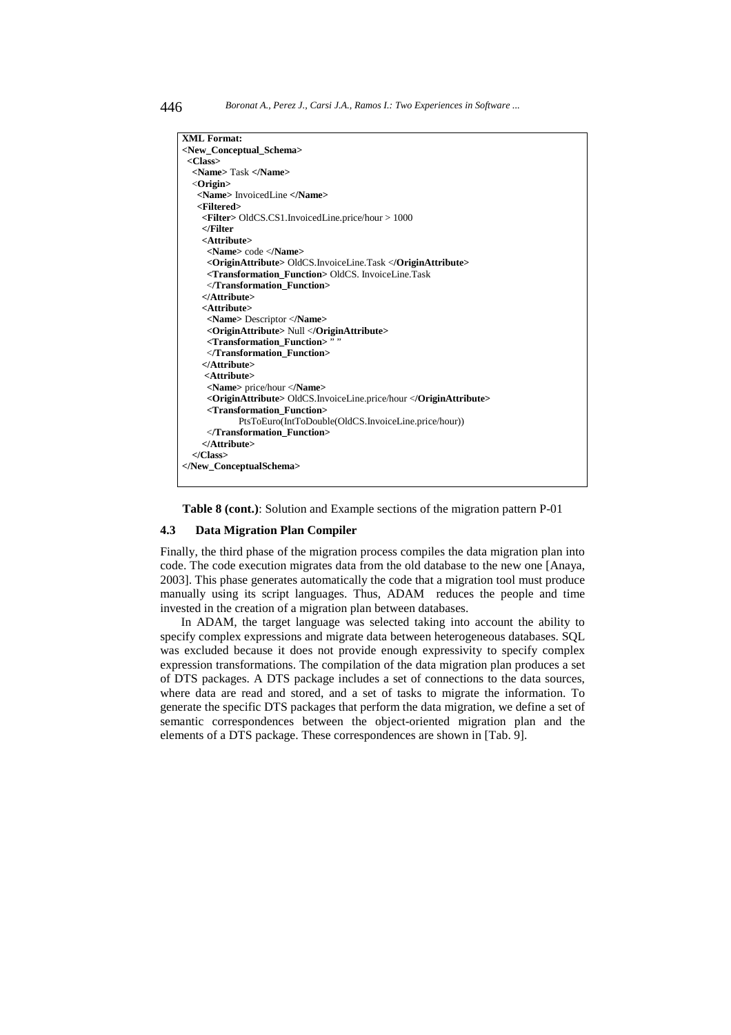```
XML Format:
<New_Conceptual_Schema>
 <Class>
  <Name> Task </Name>
  <Origin>
   <Name> InvoicedLine </Name>
   <Filtered>
    <Filter> OldCS.CS1.InvoicedLine.price/hour > 1000
    </Filter
    <Attribute>
     <Name> code </Name>
     <OriginAttribute> OldCS.InvoiceLine.Task </OriginAttribute>
     <Transformation_Function> OldCS. InvoiceLine.Task
     </Transformation_Function>
    </Attribute>
    <Attribute>
     <Name> Descriptor </Name>
     <OriginAttribute> Null </OriginAttribute>
     <Transformation_Function> " "
     </Transformation_Function>
    </Attribute>
    <Attribute>
     <Name> price/hour </Name>
     <OriginAttribute> OldCS.InvoiceLine.price/hour </OriginAttribute>
     <Transformation_Function>
          PtsToEuro(IntToDouble(OldCS.InvoiceLine.price/hour))
     </Transformation_Function>
    </Attribute>
  </Class>
</New_ConceptualSchema>
```

**Table 8 (cont.)**: Solution and Example sections of the migration pattern P-01

### 4.3 Data Migration Plan Compiler

Finally, the third phase of the migration process compiles the data migration plan into code. The code execution migrates data from the old database to the new one [Anaya, 2003]. This phase generates automatically the code that a migration tool must produce manually using its script languages. Thus, ADAM reduces the people and time invested in the creation of a migration plan between databases.

In ADAM, the target language was selected taking into account the ability to specify complex expressions and migrate data between heterogeneous databases. SQL was excluded because it does not provide enough expressivity to specify complex expression transformations. The compilation of the data migration plan produces a set of DTS packages. A DTS package includes a set of connections to the data sources, where data are read and stored, and a set of tasks to migrate the information. To generate the specific DTS packages that perform the data migration, we define a set of semantic correspondences between the object-oriented migration plan and the elements of a DTS package. These correspondences are shown in [Tab. 9].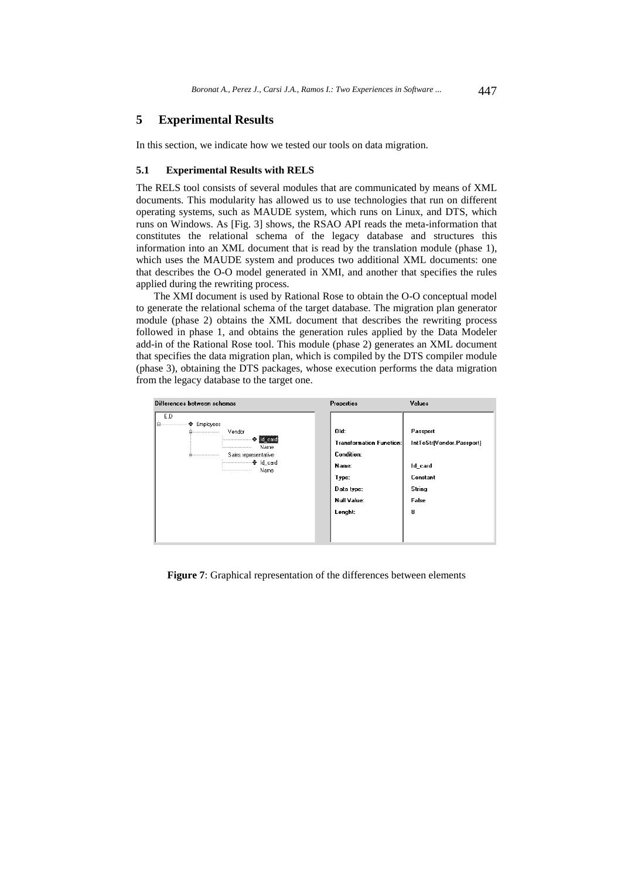## 5 Experimental Results

In this section, we indicate how we tested our tools on data migration.

### 5.1 Experimental Results with RELS

The RELS tool consists of several modules that are communicated by means of XML documents. This modularity has allowed us to use technologies that run on different operating systems, such as MAUDE system, which runs on Linux, and DTS, which runs on Windows. As [Fig. 3] shows, the RSAO API reads the meta-information that constitutes the relational schema of the legacy database and structures this information into an XML document that is read by the translation module (phase 1), which uses the MAUDE system and produces two additional XML documents: one that describes the O-O model generated in XMI, and another that specifies the rules applied during the rewriting process.

The XMI document is used by Rational Rose to obtain the O-O conceptual model to generate the relational schema of the target database. The migration plan generator module (phase 2) obtains the XML document that describes the rewriting process followed in phase 1, and obtains the generation rules applied by the Data Modeler add-in of the Rational Rose tool. This module (phase 2) generates an XML document that specifies the data migration plan, which is compiled by the DTS compiler module (phase 3), obtaining the DTS packages, whose execution performs the data migration from the legacy database to the target one.

**Figure 7**: Graphical representation of the differences between elements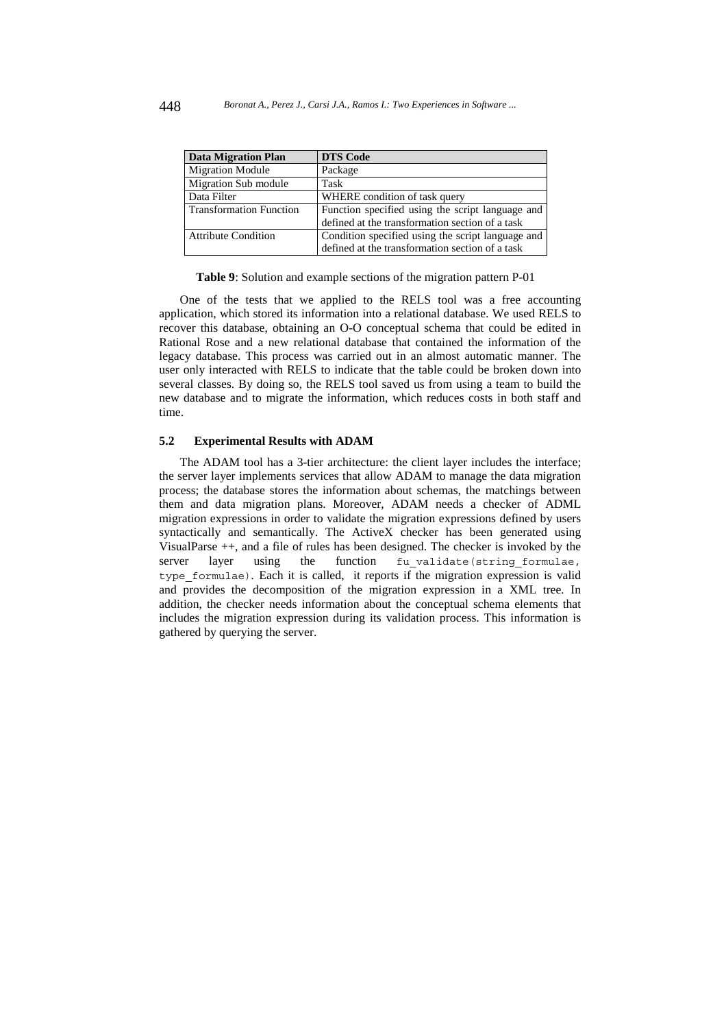| Data Migration Plan | DTS Code |
|---|---|
| Migration Module | Package |
| Migration Sub module | Task |
| Data Filter | WHERE condition of task query |
| Transformation Function | Function specified using the script language and defined at the transformation section of a task |
| Attribute Condition | Condition specified using the script language and defined at the transformation section of a task |

**Table 9**: Solution and example sections of the migration pattern P-01

One of the tests that we applied to the RELS tool was a free accounting application, which stored its information into a relational database. We used RELS to recover this database, obtaining an O-O conceptual schema that could be edited in Rational Rose and a new relational database that contained the information of the legacy database. This process was carried out in an almost automatic manner. The user only interacted with RELS to indicate that the table could be broken down into several classes. By doing so, the RELS tool saved us from using a team to build the new database and to migrate the information, which reduces costs in both staff and time.

### 5.2 Experimental Results with ADAM

The ADAM tool has a 3-tier architecture: the client layer includes the interface; the server layer implements services that allow ADAM to manage the data migration process; the database stores the information about schemas, the matchings between them and data migration plans. Moreover, ADAM needs a checker of ADML migration expressions in order to validate the migration expressions defined by users syntactically and semantically. The ActiveX checker has been generated using VisualParse ++, and a file of rules has been designed. The checker is invoked by the server layer using the function `fu_validate(string_formulae, type_formulae)`. Each it is called, it reports if the migration expression is valid and provides the decomposition of the migration expression in a XML tree. In addition, the checker needs information about the conceptual schema elements that includes the migration expression during its validation process. This information is gathered by querying the server.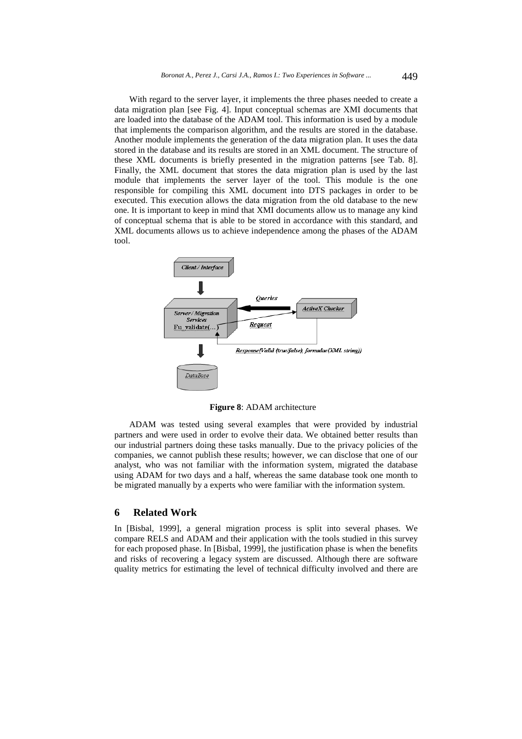With regard to the server layer, it implements the three phases needed to create a data migration plan [see Fig. 4]. Input conceptual schemas are XMI documents that are loaded into the database of the ADAM tool. This information is used by a module that implements the comparison algorithm, and the results are stored in the database. Another module implements the generation of the data migration plan. It uses the data stored in the database and its results are stored in an XML document. The structure of these XML documents is briefly presented in the migration patterns [see Tab. 8]. Finally, the XML document that stores the data migration plan is used by the last module that implements the server layer of the tool. This module is the one responsible for compiling this XML document into DTS packages in order to be executed. This execution allows the data migration from the old database to the new one. It is important to keep in mind that XMI documents allow us to manage any kind of conceptual schema that is able to be stored in accordance with this standard, and XML documents allows us to achieve independence among the phases of the ADAM tool.

**Figure 8**: ADAM architecture

ADAM was tested using several examples that were provided by industrial partners and were used in order to evolve their data. We obtained better results than our industrial partners doing these tasks manually. Due to the privacy policies of the companies, we cannot publish these results; however, we can disclose that one of our analyst, who was not familiar with the information system, migrated the database using ADAM for two days and a half, whereas the same database took one month to be migrated manually by a experts who were familiar with the information system.

## 6 Related Work

In [Bisbal, 1999], a general migration process is split into several phases. We compare RELS and ADAM and their application with the tools studied in this survey for each proposed phase. In [Bisbal, 1999], the justification phase is when the benefits and risks of recovering a legacy system are discussed. Although there are software quality metrics for estimating the level of technical difficulty involved and there are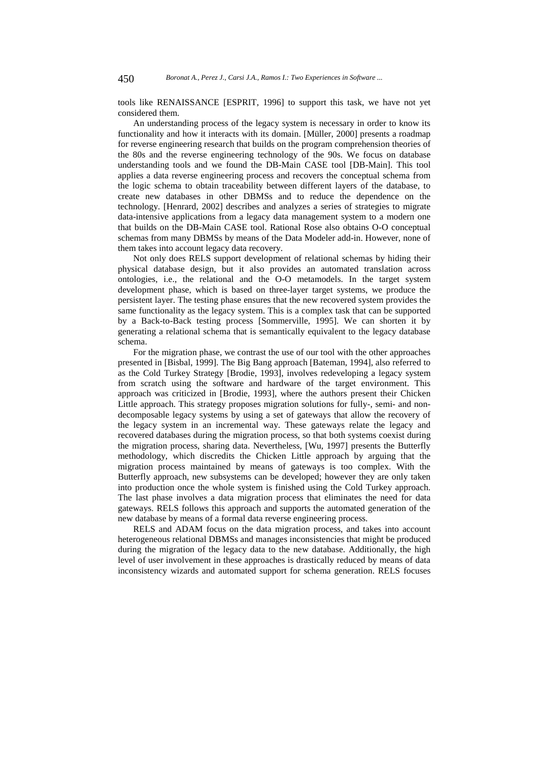tools like RENAISSANCE [ESPRIT, 1996] to support this task, we have not yet considered them.

An understanding process of the legacy system is necessary in order to know its functionality and how it interacts with its domain. [Müller, 2000] presents a roadmap for reverse engineering research that builds on the program comprehension theories of the 80s and the reverse engineering technology of the 90s. We focus on database understanding tools and we found the DB-Main CASE tool [DB-Main]. This tool applies a data reverse engineering process and recovers the conceptual schema from the logic schema to obtain traceability between different layers of the database, to create new databases in other DBMSs and to reduce the dependence on the technology. [Henrard, 2002] describes and analyzes a series of strategies to migrate data-intensive applications from a legacy data management system to a modern one that builds on the DB-Main CASE tool. Rational Rose also obtains O-O conceptual schemas from many DBMSs by means of the Data Modeler add-in. However, none of them takes into account legacy data recovery.

Not only does RELS support development of relational schemas by hiding their physical database design, but it also provides an automated translation across ontologies, i.e., the relational and the O-O metamodels. In the target system development phase, which is based on three-layer target systems, we produce the persistent layer. The testing phase ensures that the new recovered system provides the same functionality as the legacy system. This is a complex task that can be supported by a Back-to-Back testing process [Sommerville, 1995]. We can shorten it by generating a relational schema that is semantically equivalent to the legacy database schema.

For the migration phase, we contrast the use of our tool with the other approaches presented in [Bisbal, 1999]. The Big Bang approach [Bateman, 1994], also referred to as the Cold Turkey Strategy [Brodie, 1993], involves redeveloping a legacy system from scratch using the software and hardware of the target environment. This approach was criticized in [Brodie, 1993], where the authors present their Chicken Little approach. This strategy proposes migration solutions for fully-, semi- and non-decomposable legacy systems by using a set of gateways that allow the recovery of the legacy system in an incremental way. These gateways relate the legacy and recovered databases during the migration process, so that both systems coexist during the migration process, sharing data. Nevertheless, [Wu, 1997] presents the Butterfly methodology, which discredits the Chicken Little approach by arguing that the migration process maintained by means of gateways is too complex. With the Butterfly approach, new subsystems can be developed; however they are only taken into production once the whole system is finished using the Cold Turkey approach. The last phase involves a data migration process that eliminates the need for data gateways. RELS follows this approach and supports the automated generation of the new database by means of a formal data reverse engineering process.

RELS and ADAM focus on the data migration process, and takes into account heterogeneous relational DBMSs and manages inconsistencies that might be produced during the migration of the legacy data to the new database. Additionally, the high level of user involvement in these approaches is drastically reduced by means of data inconsistency wizards and automated support for schema generation. RELS focuses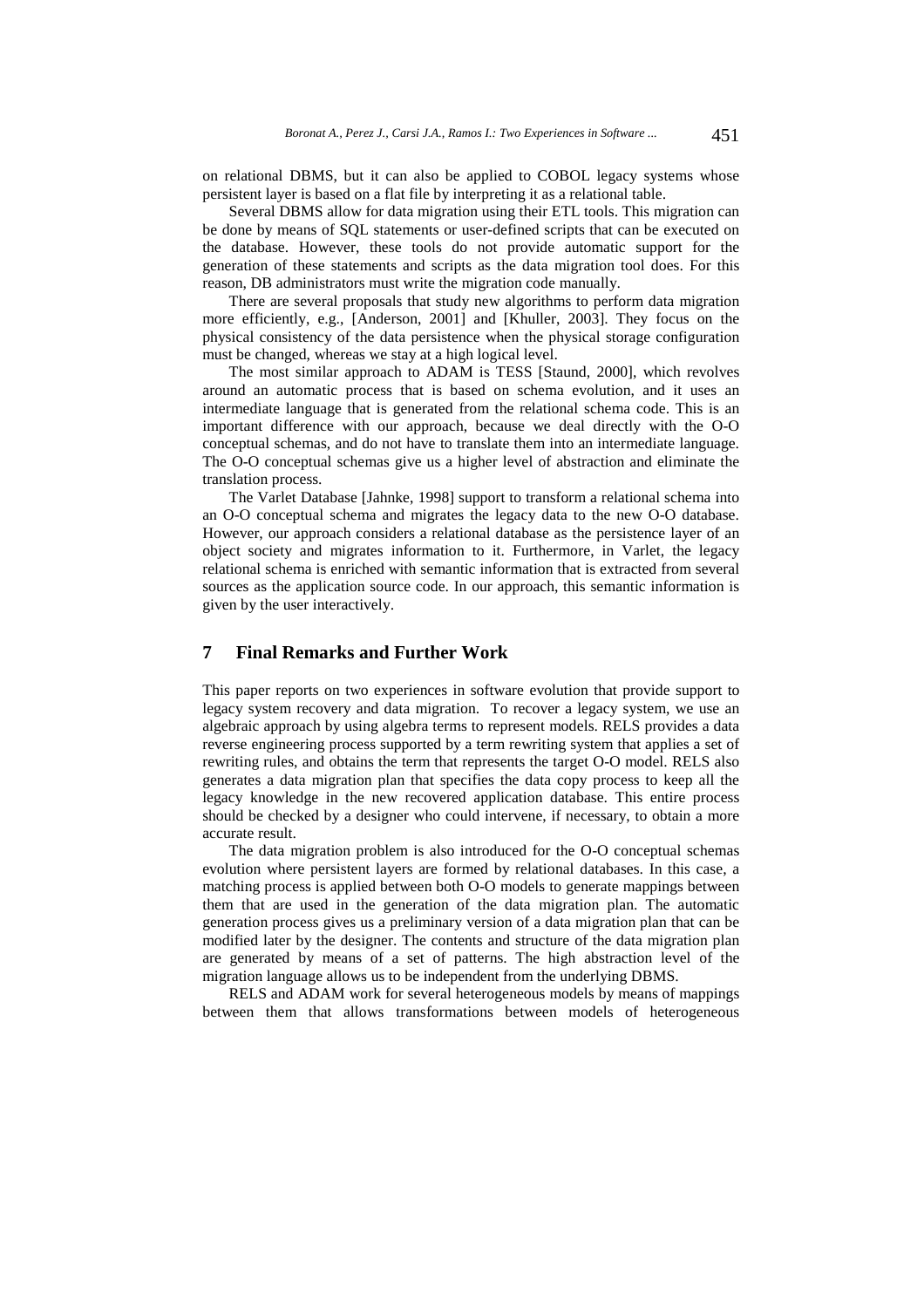on relational DBMS, but it can also be applied to COBOL legacy systems whose persistent layer is based on a flat file by interpreting it as a relational table.

Several DBMS allow for data migration using their ETL tools. This migration can be done by means of SQL statements or user-defined scripts that can be executed on the database. However, these tools do not provide automatic support for the generation of these statements and scripts as the data migration tool does. For this reason, DB administrators must write the migration code manually.

There are several proposals that study new algorithms to perform data migration more efficiently, e.g., [Anderson, 2001] and [Khuller, 2003]. They focus on the physical consistency of the data persistence when the physical storage configuration must be changed, whereas we stay at a high logical level.

The most similar approach to ADAM is TESS [Staund, 2000], which revolves around an automatic process that is based on schema evolution, and it uses an intermediate language that is generated from the relational schema code. This is an important difference with our approach, because we deal directly with the O-O conceptual schemas, and do not have to translate them into an intermediate language. The O-O conceptual schemas give us a higher level of abstraction and eliminate the translation process.

The Varlet Database [Jahnke, 1998] support to transform a relational schema into an O-O conceptual schema and migrates the legacy data to the new O-O database. However, our approach considers a relational database as the persistence layer of an object society and migrates information to it. Furthermore, in Varlet, the legacy relational schema is enriched with semantic information that is extracted from several sources as the application source code. In our approach, this semantic information is given by the user interactively.

## 7 Final Remarks and Further Work

This paper reports on two experiences in software evolution that provide support to legacy system recovery and data migration. To recover a legacy system, we use an algebraic approach by using algebra terms to represent models. RELS provides a data reverse engineering process supported by a term rewriting system that applies a set of rewriting rules, and obtains the term that represents the target O-O model. RELS also generates a data migration plan that specifies the data copy process to keep all the legacy knowledge in the new recovered application database. This entire process should be checked by a designer who could intervene, if necessary, to obtain a more accurate result.

The data migration problem is also introduced for the O-O conceptual schemas evolution where persistent layers are formed by relational databases. In this case, a matching process is applied between both O-O models to generate mappings between them that are used in the generation of the data migration plan. The automatic generation process gives us a preliminary version of a data migration plan that can be modified later by the designer. The contents and structure of the data migration plan are generated by means of a set of patterns. The high abstraction level of the migration language allows us to be independent from the underlying DBMS.

RELS and ADAM work for several heterogeneous models by means of mappings between them that allows transformations between models of heterogeneous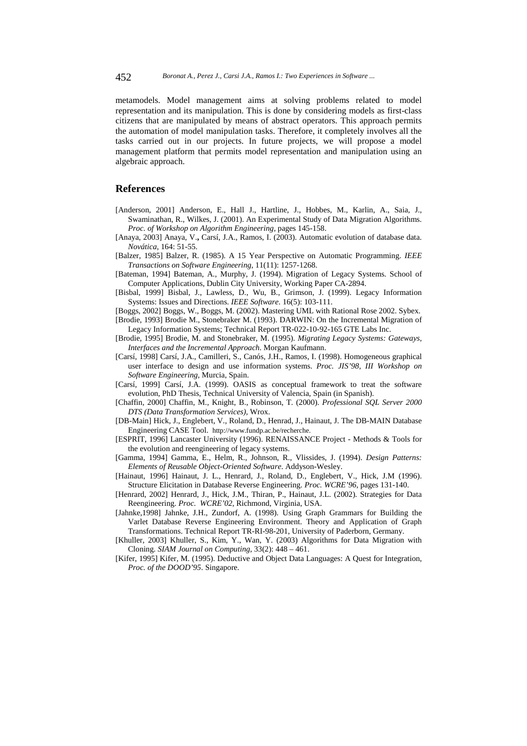metamodels. Model management aims at solving problems related to model representation and its manipulation. This is done by considering models as first-class citizens that are manipulated by means of abstract operators. This approach permits the automation of model manipulation tasks. Therefore, it completely involves all the tasks carried out in our projects. In future projects, we will propose a model management platform that permits model representation and manipulation using an algebraic approach.

## References

[Anderson, 2001] Anderson, E., Hall J., Hartline, J., Hobbes, M., Karlin, A., Saia, J., Swaminathan, R., Wilkes, J. (2001). An Experimental Study of Data Migration Algorithms. *Proc. of Workshop on Algorithm Engineering*, pages 145-158.

[Anaya, 2003] Anaya, V., Carsí, J.A., Ramos, I. (2003). Automatic evolution of database data. *Novática*, 164: 51-55.

[Balzer, 1985] Balzer, R. (1985). A 15 Year Perspective on Automatic Programming. *IEEE Transactions on Software Engineering*, 11(11): 1257-1268.

[Bateman, 1994] Bateman, A., Murphy, J. (1994). Migration of Legacy Systems. School of Computer Applications, Dublin City University, Working Paper CA-2894.

[Bisbal, 1999] Bisbal, J., Lawless, D., Wu, B., Grimson, J. (1999). Legacy Information Systems: Issues and Directions. *IEEE Software*. 16(5): 103-111.

[Boggs, 2002] Boggs, W., Boggs, M. (2002). Mastering UML with Rational Rose 2002. Sybex.

[Brodie, 1993] Brodie M., Stonebraker M. (1993). DARWIN: On the Incremental Migration of Legacy Information Systems; Technical Report TR-022-10-92-165 GTE Labs Inc.

[Brodie, 1995] Brodie, M. and Stonebraker, M. (1995). *Migrating Legacy Systems: Gateways, Interfaces and the Incremental Approach*. Morgan Kaufmann.

[Carsí, 1998] Carsí, J.A., Camilleri, S., Canós, J.H., Ramos, I. (1998). Homogeneous graphical user interface to design and use information systems. *Proc. JIS'98, III Workshop on Software Engineering*, Murcia, Spain.

[Carsí, 1999] Carsí, J.A. (1999). OASIS as conceptual framework to treat the software evolution, PhD Thesis, Technical University of Valencia, Spain (in Spanish).

[Chaffin, 2000] Chaffin, M., Knight, B., Robinson, T. (2000). *Professional SQL Server 2000 DTS (Data Transformation Services)*, Wrox.

[DB-Main] Hick, J., Englebert, V., Roland, D., Henrad, J., Hainaut, J. The DB-MAIN Database Engineering CASE Tool. http://www.fundp.ac.be/recherche.

[ESPRIT, 1996] Lancaster University (1996). RENAISSANCE Project - Methods & Tools for the evolution and reengineering of legacy systems.

[Gamma, 1994] Gamma, E., Helm, R., Johnson, R., Vlissides, J. (1994). *Design Patterns: Elements of Reusable Object-Oriented Software*. Addyson-Wesley.

[Hainaut, 1996] Hainaut, J. L., Henrard, J., Roland, D., Englebert, V., Hick, J.M (1996). Structure Elicitation in Database Reverse Engineering. *Proc. WCRE'96*, pages 131-140.

[Henrard, 2002] Henrard, J., Hick, J.M., Thiran, P., Hainaut, J.L. (2002). Strategies for Data Reengineering. *Proc. WCRE'02*, Richmond, Virginia, USA.

[Jahnke,1998] Jahnke, J.H., Zundorf, A. (1998). Using Graph Grammars for Building the Varlet Database Reverse Engineering Environment. Theory and Application of Graph Transformations. Technical Report TR-RI-98-201, University of Paderborn, Germany.

[Khuller, 2003] Khuller, S., Kim, Y., Wan, Y. (2003) Algorithms for Data Migration with Cloning. *SIAM Journal on Computing*, 33(2): 448 – 461.

[Kifer, 1995] Kifer, M. (1995). Deductive and Object Data Languages: A Quest for Integration, *Proc. of the DOOD'95*. Singapore.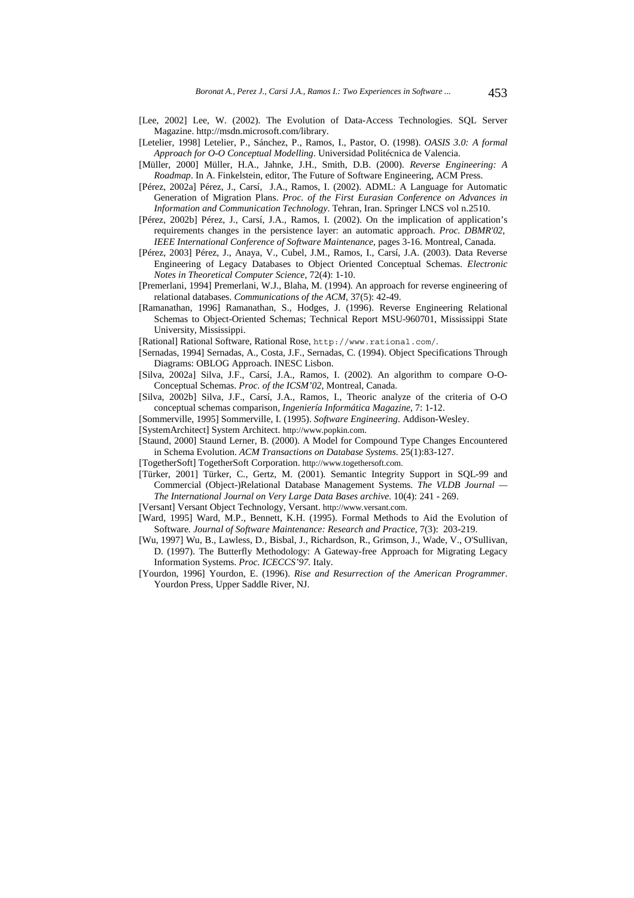[Lee, 2002] Lee, W. (2002). The Evolution of Data-Access Technologies. SQL Server Magazine. http://msdn.microsoft.com/library.

[Letelier, 1998] Letelier, P., Sánchez, P., Ramos, I., Pastor, O. (1998). *OASIS 3.0: A formal Approach for O-O Conceptual Modelling*. Universidad Politécnica de Valencia.

[Müller, 2000] Müller, H.A., Jahnke, J.H., Smith, D.B. (2000). *Reverse Engineering: A Roadmap*. In A. Finkelstein, editor, The Future of Software Engineering, ACM Press.

[Pérez, 2002a] Pérez, J., Carsí, J.A., Ramos, I. (2002). ADML: A Language for Automatic Generation of Migration Plans. *Proc. of the First Eurasian Conference on Advances in Information and Communication Technology*. Tehran, Iran. Springer LNCS vol n.2510.

[Pérez, 2002b] Pérez, J., Carsí, J.A., Ramos, I. (2002). On the implication of application's requirements changes in the persistence layer: an automatic approach. *Proc. DBMR'02, IEEE International Conference of Software Maintenance*, pages 3-16. Montreal, Canada.

[Pérez, 2003] Pérez, J., Anaya, V., Cubel, J.M., Ramos, I., Carsí, J.A. (2003). Data Reverse Engineering of Legacy Databases to Object Oriented Conceptual Schemas. *Electronic Notes in Theoretical Computer Science*, 72(4): 1-10.

[Premerlani, 1994] Premerlani, W.J., Blaha, M. (1994). An approach for reverse engineering of relational databases. *Communications of the ACM*, 37(5): 42-49.

[Ramanathan, 1996] Ramanathan, S., Hodges, J. (1996). Reverse Engineering Relational Schemas to Object-Oriented Schemas; Technical Report MSU-960701, Mississippi State University, Mississippi.

[Rational] Rational Software, Rational Rose, `http://www.rational.com/`.

[Sernadas, 1994] Sernadas, A., Costa, J.F., Sernadas, C. (1994). Object Specifications Through Diagrams: OBLOG Approach. INESC Lisbon.

[Silva, 2002a] Silva, J.F., Carsí, J.A., Ramos, I. (2002). An algorithm to compare O-O-Conceptual Schemas. *Proc. of the ICSM'02*, Montreal, Canada.

[Silva, 2002b] Silva, J.F., Carsí, J.A., Ramos, I., Theoric analyze of the criteria of O-O conceptual schemas comparison, *Ingeniería Informática Magazine*, 7: 1-12.

[Sommerville, 1995] Sommerville, I. (1995). *Software Engineering*. Addison-Wesley.

[SystemArchitect] System Architect. http://www.popkin.com.

[Staund, 2000] Staund Lerner, B. (2000). A Model for Compound Type Changes Encountered in Schema Evolution. *ACM Transactions on Database Systems*. 25(1):83-127.

[TogetherSoft] TogetherSoft Corporation. http://www.togethersoft.com.

[Türker, 2001] Türker, C., Gertz, M. (2001). Semantic Integrity Support in SQL-99 and Commercial (Object-)Relational Database Management Systems. *The VLDB Journal — The International Journal on Very Large Data Bases archive*. 10(4): 241 - 269.

[Versant] Versant Object Technology, Versant. http://www.versant.com.

[Ward, 1995] Ward, M.P., Bennett, K.H. (1995). Formal Methods to Aid the Evolution of Software. *Journal of Software Maintenance: Research and Practice*, 7(3): 203-219.

[Wu, 1997] Wu, B., Lawless, D., Bisbal, J., Richardson, R., Grimson, J., Wade, V., O'Sullivan, D. (1997). The Butterfly Methodology: A Gateway-free Approach for Migrating Legacy Information Systems. *Proc. ICECCS'97*. Italy.

[Yourdon, 1996] Yourdon, E. (1996). *Rise and Resurrection of the American Programmer*. Yourdon Press, Upper Saddle River, NJ.